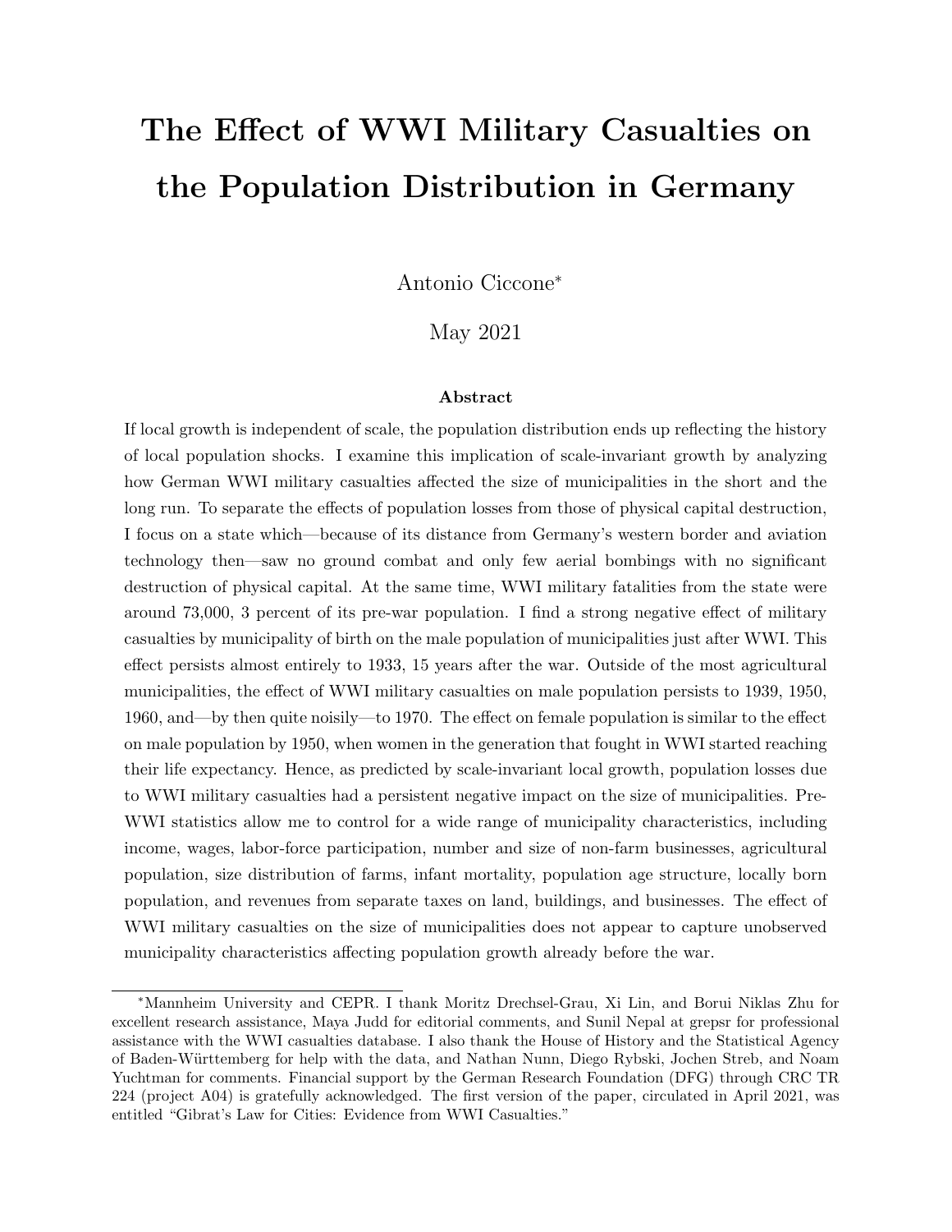# The Effect of WWI Military Casualties on the Population Distribution in Germany

Antonio Ciccone*

May 2021

### Abstract

If local growth is independent of scale, the population distribution ends up reflecting the history of local population shocks. I examine this implication of scale-invariant growth by analyzing how German WWI military casualties affected the size of municipalities in the short and the long run. To separate the effects of population losses from those of physical capital destruction, I focus on a state which—because of its distance from Germany's western border and aviation technology then—saw no ground combat and only few aerial bombings with no significant destruction of physical capital. At the same time, WWI military fatalities from the state were around 73,000, 3 percent of its pre-war population. I find a strong negative effect of military casualties by municipality of birth on the male population of municipalities just after WWI. This effect persists almost entirely to 1933, 15 years after the war. Outside of the most agricultural municipalities, the effect of WWI military casualties on male population persists to 1939, 1950, 1960, and—by then quite noisily—to 1970. The effect on female population is similar to the effect on male population by 1950, when women in the generation that fought in WWI started reaching their life expectancy. Hence, as predicted by scale-invariant local growth, population losses due to WWI military casualties had a persistent negative impact on the size of municipalities. Pre-WWI statistics allow me to control for a wide range of municipality characteristics, including income, wages, labor-force participation, number and size of non-farm businesses, agricultural population, size distribution of farms, infant mortality, population age structure, locally born population, and revenues from separate taxes on land, buildings, and businesses. The effect of WWI military casualties on the size of municipalities does not appear to capture unobserved municipality characteristics affecting population growth already before the war.

---

*Mannheim University and CEPR. I thank Moritz Drechsel-Grau, Xi Lin, and Borui Niklas Zhu for excellent research assistance, Maya Judd for editorial comments, and Sunil Nepal at grepsr for professional assistance with the WWI casualties database. I also thank the House of History and the Statistical Agency of Baden-Württemberg for help with the data, and Nathan Nunn, Diego Rybski, Jochen Streb, and Noam Yuchtman for comments. Financial support by the German Research Foundation (DFG) through CRC TR 224 (project A04) is gratefully acknowledged. The first version of the paper, circulated in April 2021, was entitled "Gibrat's Law for Cities: Evidence from WWI Casualties."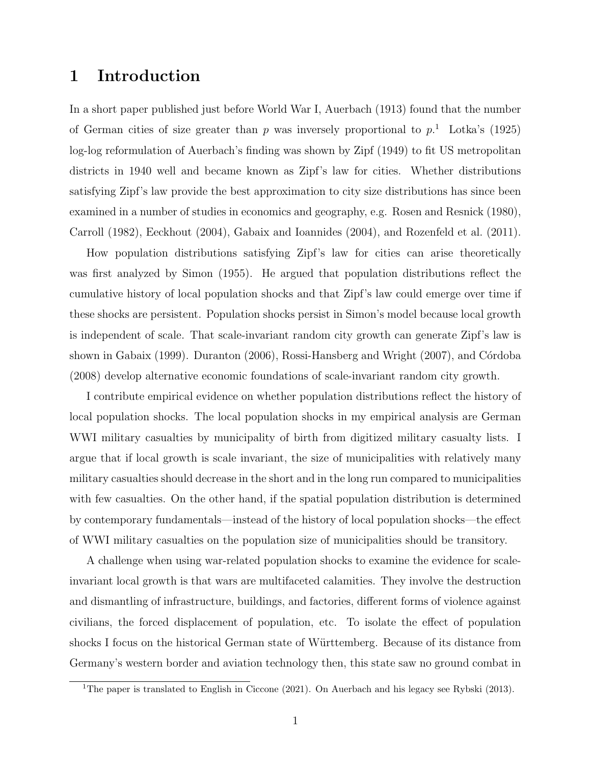# 1 Introduction

In a short paper published just before World War I, Auerbach (1913) found that the number of German cities of size greater than $p$ was inversely proportional to $p$.[1] Lotka's (1925) log-log reformulation of Auerbach's finding was shown by Zipf (1949) to fit US metropolitan districts in 1940 well and became known as Zipf's law for cities. Whether distributions satisfying Zipf's law provide the best approximation to city size distributions has since been examined in a number of studies in economics and geography, e.g. Rosen and Resnick (1980), Carroll (1982), Eeckhout (2004), Gabaix and Ioannides (2004), and Rozenfeld et al. (2011).

How population distributions satisfying Zipf's law for cities can arise theoretically was first analyzed by Simon (1955). He argued that population distributions reflect the cumulative history of local population shocks and that Zipf's law could emerge over time if these shocks are persistent. Population shocks persist in Simon's model because local growth is independent of scale. That scale-invariant random city growth can generate Zipf's law is shown in Gabaix (1999). Duranton (2006), Rossi-Hansberg and Wright (2007), and Córdoba (2008) develop alternative economic foundations of scale-invariant random city growth.

I contribute empirical evidence on whether population distributions reflect the history of local population shocks. The local population shocks in my empirical analysis are German WWI military casualties by municipality of birth from digitized military casualty lists. I argue that if local growth is scale invariant, the size of municipalities with relatively many military casualties should decrease in the short and in the long run compared to municipalities with few casualties. On the other hand, if the spatial population distribution is determined by contemporary fundamentals—instead of the history of local population shocks—the effect of WWI military casualties on the population size of municipalities should be transitory.

A challenge when using war-related population shocks to examine the evidence for scale-invariant local growth is that wars are multifaceted calamities. They involve the destruction and dismantling of infrastructure, buildings, and factories, different forms of violence against civilians, the forced displacement of population, etc. To isolate the effect of population shocks I focus on the historical German state of Württemberg. Because of its distance from Germany's western border and aviation technology then, this state saw no ground combat in

[1] The paper is translated to English in Ciccone (2021). On Auerbach and his legacy see Rybski (2013).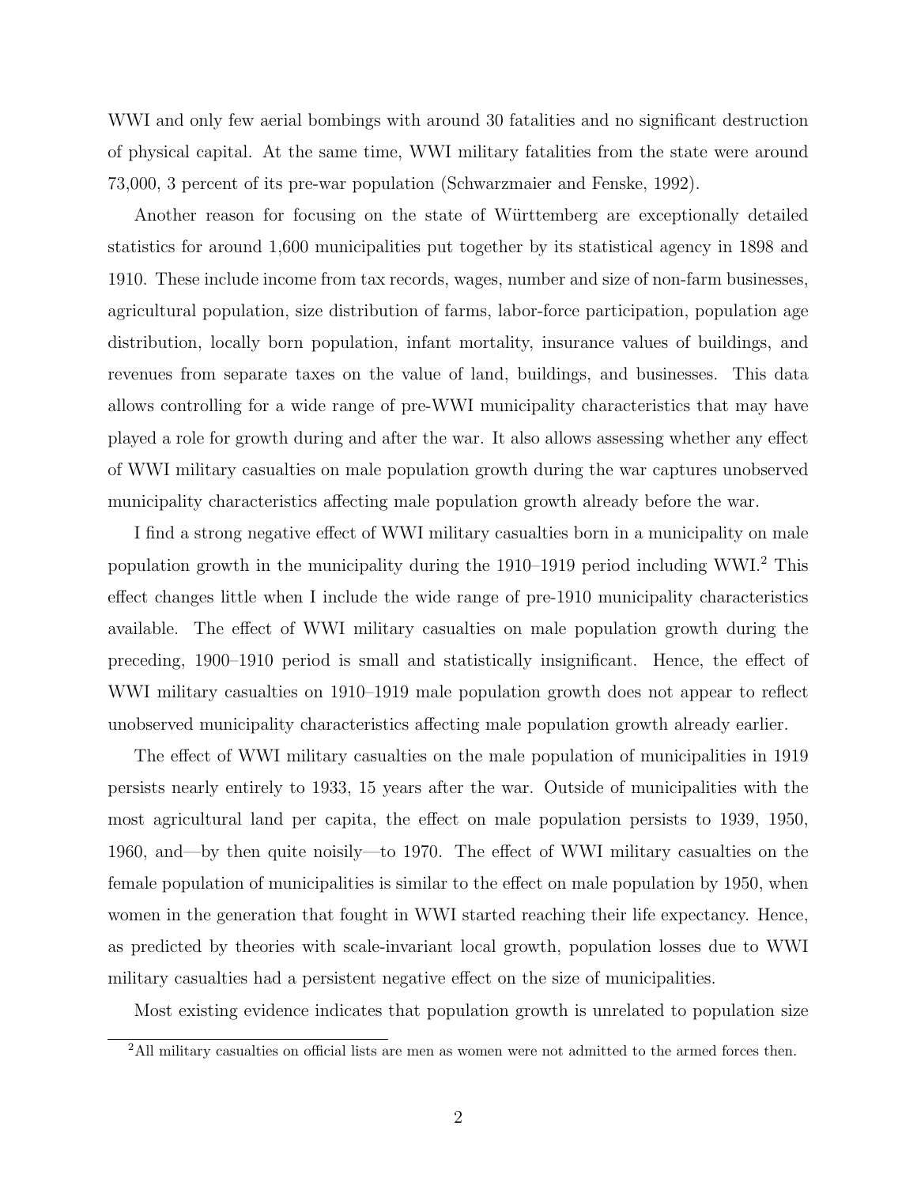WWI and only few aerial bombings with around 30 fatalities and no significant destruction of physical capital. At the same time, WWI military fatalities from the state were around 73,000, 3 percent of its pre-war population (Schwarzmaier and Fenske, 1992).

Another reason for focusing on the state of Württemberg are exceptionally detailed statistics for around 1,600 municipalities put together by its statistical agency in 1898 and 1910. These include income from tax records, wages, number and size of non-farm businesses, agricultural population, size distribution of farms, labor-force participation, population age distribution, locally born population, infant mortality, insurance values of buildings, and revenues from separate taxes on the value of land, buildings, and businesses. This data allows controlling for a wide range of pre-WWI municipality characteristics that may have played a role for growth during and after the war. It also allows assessing whether any effect of WWI military casualties on male population growth during the war captures unobserved municipality characteristics affecting male population growth already before the war.

I find a strong negative effect of WWI military casualties born in a municipality on male population growth in the municipality during the 1910–1919 period including WWI.[2] This effect changes little when I include the wide range of pre-1910 municipality characteristics available. The effect of WWI military casualties on male population growth during the preceding, 1900–1910 period is small and statistically insignificant. Hence, the effect of WWI military casualties on 1910–1919 male population growth does not appear to reflect unobserved municipality characteristics affecting male population growth already earlier.

The effect of WWI military casualties on the male population of municipalities in 1919 persists nearly entirely to 1933, 15 years after the war. Outside of municipalities with the most agricultural land per capita, the effect on male population persists to 1939, 1950, 1960, and—by then quite noisily—to 1970. The effect of WWI military casualties on the female population of municipalities is similar to the effect on male population by 1950, when women in the generation that fought in WWI started reaching their life expectancy. Hence, as predicted by theories with scale-invariant local growth, population losses due to WWI military casualties had a persistent negative effect on the size of municipalities.

Most existing evidence indicates that population growth is unrelated to population size

[2] All military casualties on official lists are men as women were not admitted to the armed forces then.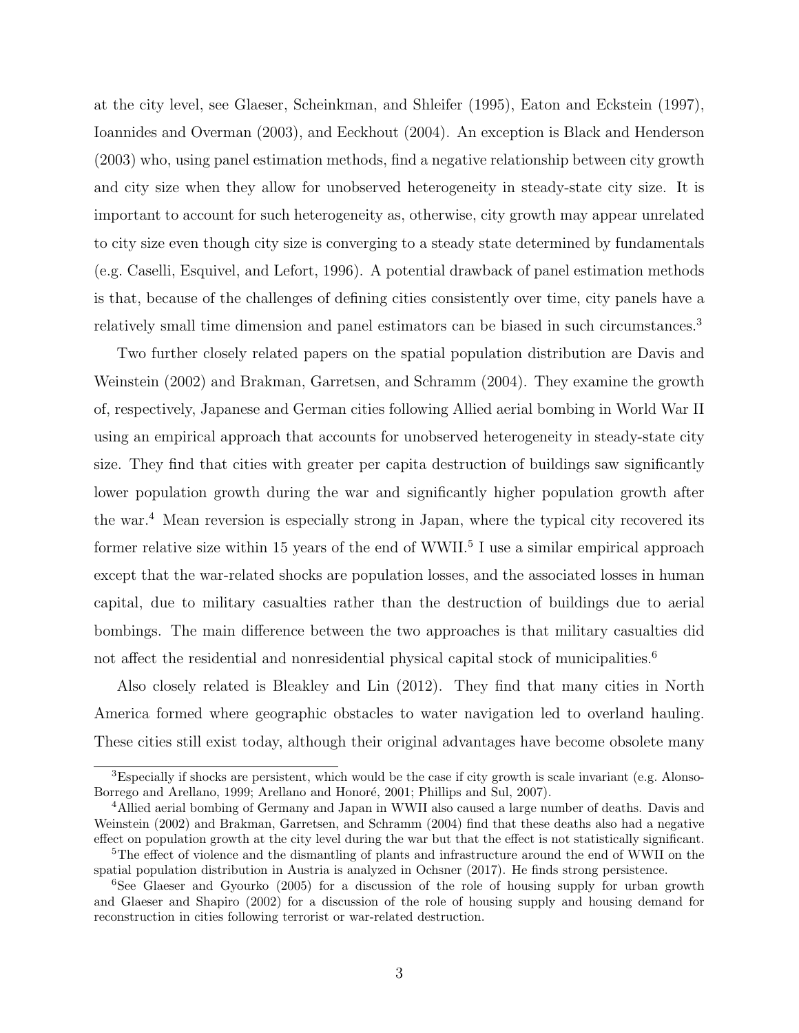at the city level, see Glaeser, Scheinkman, and Shleifer (1995), Eaton and Eckstein (1997), Ioannides and Overman (2003), and Eeckhout (2004). An exception is Black and Henderson (2003) who, using panel estimation methods, find a negative relationship between city growth and city size when they allow for unobserved heterogeneity in steady-state city size. It is important to account for such heterogeneity as, otherwise, city growth may appear unrelated to city size even though city size is converging to a steady state determined by fundamentals (e.g. Caselli, Esquivel, and Lefort, 1996). A potential drawback of panel estimation methods is that, because of the challenges of defining cities consistently over time, city panels have a relatively small time dimension and panel estimators can be biased in such circumstances.[3]

Two further closely related papers on the spatial population distribution are Davis and Weinstein (2002) and Brakman, Garretsen, and Schramm (2004). They examine the growth of, respectively, Japanese and German cities following Allied aerial bombing in World War II using an empirical approach that accounts for unobserved heterogeneity in steady-state city size. They find that cities with greater per capita destruction of buildings saw significantly lower population growth during the war and significantly higher population growth after the war.[4] Mean reversion is especially strong in Japan, where the typical city recovered its former relative size within 15 years of the end of WWII.[5] I use a similar empirical approach except that the war-related shocks are population losses, and the associated losses in human capital, due to military casualties rather than the destruction of buildings due to aerial bombings. The main difference between the two approaches is that military casualties did not affect the residential and nonresidential physical capital stock of municipalities.[6]

Also closely related is Bleakley and Lin (2012). They find that many cities in North America formed where geographic obstacles to water navigation led to overland hauling. These cities still exist today, although their original advantages have become obsolete many

[3]Especially if shocks are persistent, which would be the case if city growth is scale invariant (e.g. Alonso-Borrego and Arellano, 1999; Arellano and Honoré, 2001; Phillips and Sul, 2007).

[4]Allied aerial bombing of Germany and Japan in WWII also caused a large number of deaths. Davis and Weinstein (2002) and Brakman, Garretsen, and Schramm (2004) find that these deaths also had a negative effect on population growth at the city level during the war but that the effect is not statistically significant.

[5]The effect of violence and the dismantling of plants and infrastructure around the end of WWII on the spatial population distribution in Austria is analyzed in Ochsner (2017). He finds strong persistence.

[6]See Glaeser and Gyourko (2005) for a discussion of the role of housing supply for urban growth and Glaeser and Shapiro (2002) for a discussion of the role of housing supply and housing demand for reconstruction in cities following terrorist or war-related destruction.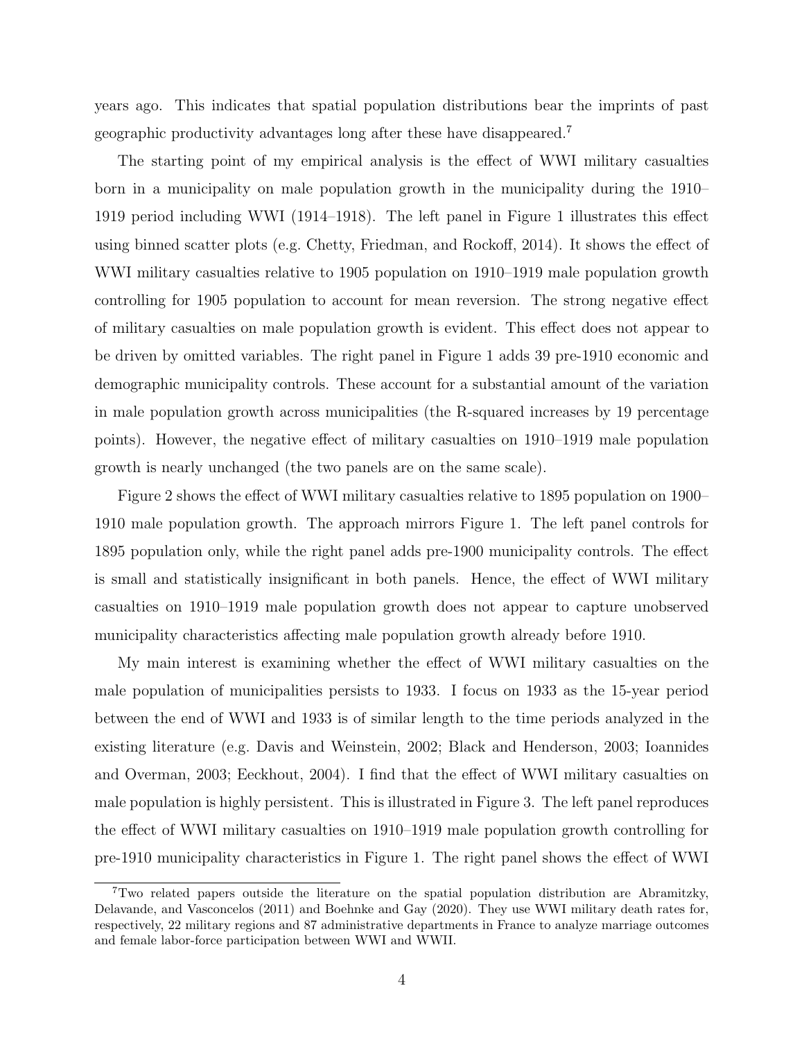years ago. This indicates that spatial population distributions bear the imprints of past geographic productivity advantages long after these have disappeared.[7]

The starting point of my empirical analysis is the effect of WWI military casualties born in a municipality on male population growth in the municipality during the 1910–1919 period including WWI (1914–1918). The left panel in Figure 1 illustrates this effect using binned scatter plots (e.g. Chetty, Friedman, and Rockoff, 2014). It shows the effect of WWI military casualties relative to 1905 population on 1910–1919 male population growth controlling for 1905 population to account for mean reversion. The strong negative effect of military casualties on male population growth is evident. This effect does not appear to be driven by omitted variables. The right panel in Figure 1 adds 39 pre-1910 economic and demographic municipality controls. These account for a substantial amount of the variation in male population growth across municipalities (the R-squared increases by 19 percentage points). However, the negative effect of military casualties on 1910–1919 male population growth is nearly unchanged (the two panels are on the same scale).

Figure 2 shows the effect of WWI military casualties relative to 1895 population on 1900–1910 male population growth. The approach mirrors Figure 1. The left panel controls for 1895 population only, while the right panel adds pre-1900 municipality controls. The effect is small and statistically insignificant in both panels. Hence, the effect of WWI military casualties on 1910–1919 male population growth does not appear to capture unobserved municipality characteristics affecting male population growth already before 1910.

My main interest is examining whether the effect of WWI military casualties on the male population of municipalities persists to 1933. I focus on 1933 as the 15-year period between the end of WWI and 1933 is of similar length to the time periods analyzed in the existing literature (e.g. Davis and Weinstein, 2002; Black and Henderson, 2003; Ioannides and Overman, 2003; Eeckhout, 2004). I find that the effect of WWI military casualties on male population is highly persistent. This is illustrated in Figure 3. The left panel reproduces the effect of WWI military casualties on 1910–1919 male population growth controlling for pre-1910 municipality characteristics in Figure 1. The right panel shows the effect of WWI

[7] Two related papers outside the literature on the spatial population distribution are Abramitzky, Delavande, and Vasconcelos (2011) and Boehnke and Gay (2020). They use WWI military death rates for, respectively, 22 military regions and 87 administrative departments in France to analyze marriage outcomes and female labor-force participation between WWI and WWII.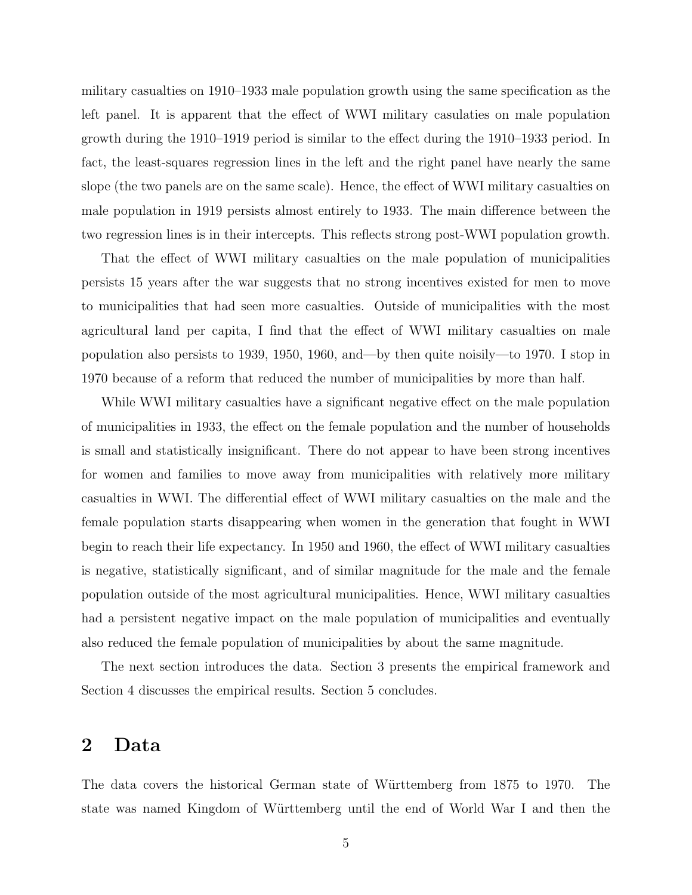military casualties on 1910–1933 male population growth using the same specification as the left panel. It is apparent that the effect of WWI military casulaties on male population growth during the 1910–1919 period is similar to the effect during the 1910–1933 period. In fact, the least-squares regression lines in the left and the right panel have nearly the same slope (the two panels are on the same scale). Hence, the effect of WWI military casualties on male population in 1919 persists almost entirely to 1933. The main difference between the two regression lines is in their intercepts. This reflects strong post-WWI population growth.

That the effect of WWI military casualties on the male population of municipalities persists 15 years after the war suggests that no strong incentives existed for men to move to municipalities that had seen more casualties. Outside of municipalities with the most agricultural land per capita, I find that the effect of WWI military casualties on male population also persists to 1939, 1950, 1960, and—by then quite noisily—to 1970. I stop in 1970 because of a reform that reduced the number of municipalities by more than half.

While WWI military casualties have a significant negative effect on the male population of municipalities in 1933, the effect on the female population and the number of households is small and statistically insignificant. There do not appear to have been strong incentives for women and families to move away from municipalities with relatively more military casualties in WWI. The differential effect of WWI military casualties on the male and the female population starts disappearing when women in the generation that fought in WWI begin to reach their life expectancy. In 1950 and 1960, the effect of WWI military casualties is negative, statistically significant, and of similar magnitude for the male and the female population outside of the most agricultural municipalities. Hence, WWI military casualties had a persistent negative impact on the male population of municipalities and eventually also reduced the female population of municipalities by about the same magnitude.

The next section introduces the data. Section 3 presents the empirical framework and Section 4 discusses the empirical results. Section 5 concludes.

## 2 Data

The data covers the historical German state of Württemberg from 1875 to 1970. The state was named Kingdom of Württemberg until the end of World War I and then the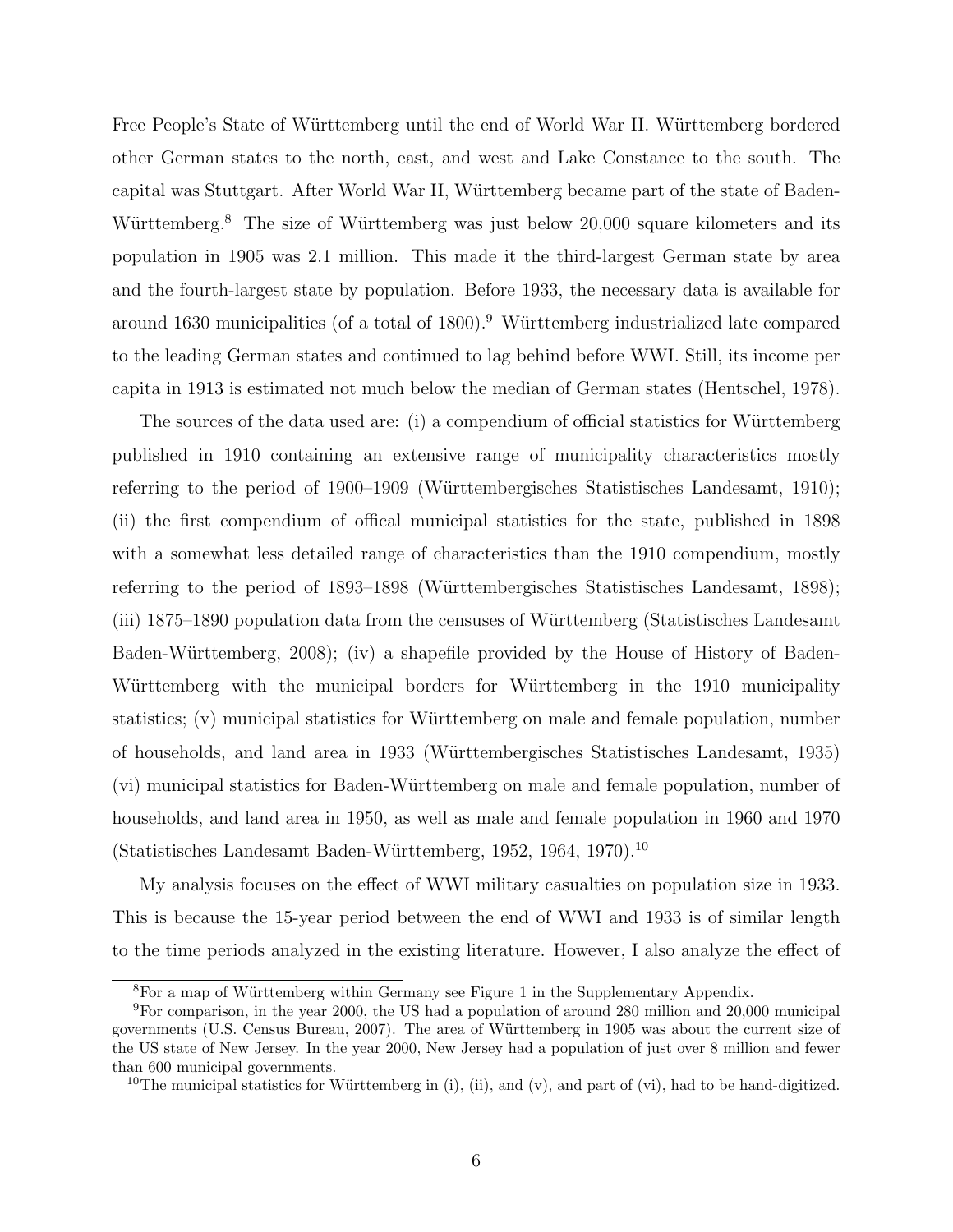Free People's State of Württemberg until the end of World War II. Württemberg bordered other German states to the north, east, and west and Lake Constance to the south. The capital was Stuttgart. After World War II, Württemberg became part of the state of Baden-Württemberg.[8] The size of Württemberg was just below 20,000 square kilometers and its population in 1905 was 2.1 million. This made it the third-largest German state by area and the fourth-largest state by population. Before 1933, the necessary data is available for around 1630 municipalities (of a total of 1800).[9] Württemberg industrialized late compared to the leading German states and continued to lag behind before WWI. Still, its income per capita in 1913 is estimated not much below the median of German states (Hentschel, 1978).

The sources of the data used are: (i) a compendium of official statistics for Württemberg published in 1910 containing an extensive range of municipality characteristics mostly referring to the period of 1900–1909 (Württembergisches Statistisches Landesamt, 1910); (ii) the first compendium of offical municipal statistics for the state, published in 1898 with a somewhat less detailed range of characteristics than the 1910 compendium, mostly referring to the period of 1893–1898 (Württembergisches Statistisches Landesamt, 1898); (iii) 1875–1890 population data from the censuses of Württemberg (Statistisches Landesamt Baden-Württemberg, 2008); (iv) a shapefile provided by the House of History of Baden-Württemberg with the municipal borders for Württemberg in the 1910 municipality statistics; (v) municipal statistics for Württemberg on male and female population, number of households, and land area in 1933 (Württembergisches Statistisches Landesamt, 1935) (vi) municipal statistics for Baden-Württemberg on male and female population, number of households, and land area in 1950, as well as male and female population in 1960 and 1970 (Statistisches Landesamt Baden-Württemberg, 1952, 1964, 1970).[10]

My analysis focuses on the effect of WWI military casualties on population size in 1933. This is because the 15-year period between the end of WWI and 1933 is of similar length to the time periods analyzed in the existing literature. However, I also analyze the effect of

[8] For a map of Württemberg within Germany see Figure 1 in the Supplementary Appendix.

[9] For comparison, in the year 2000, the US had a population of around 280 million and 20,000 municipal governments (U.S. Census Bureau, 2007). The area of Württemberg in 1905 was about the current size of the US state of New Jersey. In the year 2000, New Jersey had a population of just over 8 million and fewer than 600 municipal governments.

[10] The municipal statistics for Württemberg in (i), (ii), and (v), and part of (vi), had to be hand-digitized.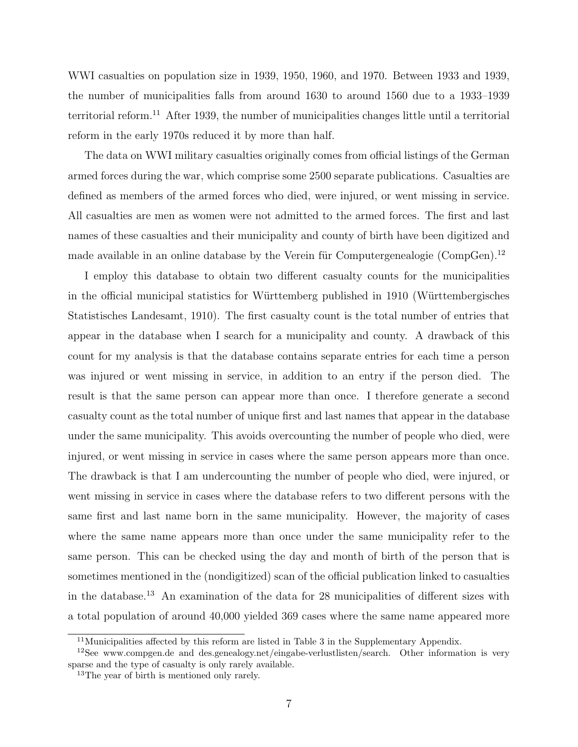WWI casualties on population size in 1939, 1950, 1960, and 1970. Between 1933 and 1939, the number of municipalities falls from around 1630 to around 1560 due to a 1933–1939 territorial reform.[11] After 1939, the number of municipalities changes little until a territorial reform in the early 1970s reduced it by more than half.

The data on WWI military casualties originally comes from official listings of the German armed forces during the war, which comprise some 2500 separate publications. Casualties are defined as members of the armed forces who died, were injured, or went missing in service. All casualties are men as women were not admitted to the armed forces. The first and last names of these casualties and their municipality and county of birth have been digitized and made available in an online database by the Verein für Computergenealogie (CompGen).[12]

I employ this database to obtain two different casualty counts for the municipalities in the official municipal statistics for Württemberg published in 1910 (Württembergisches Statistisches Landesamt, 1910). The first casualty count is the total number of entries that appear in the database when I search for a municipality and county. A drawback of this count for my analysis is that the database contains separate entries for each time a person was injured or went missing in service, in addition to an entry if the person died. The result is that the same person can appear more than once. I therefore generate a second casualty count as the total number of unique first and last names that appear in the database under the same municipality. This avoids overcounting the number of people who died, were injured, or went missing in service in cases where the same person appears more than once. The drawback is that I am undercounting the number of people who died, were injured, or went missing in service in cases where the database refers to two different persons with the same first and last name born in the same municipality. However, the majority of cases where the same name appears more than once under the same municipality refer to the same person. This can be checked using the day and month of birth of the person that is sometimes mentioned in the (nondigitized) scan of the official publication linked to casualties in the database.[13] An examination of the data for 28 municipalities of different sizes with a total population of around 40,000 yielded 369 cases where the same name appeared more

---

[11] Municipalities affected by this reform are listed in Table 3 in the Supplementary Appendix.

[12] See www.compgen.de and des.genealogy.net/eingabe-verlustlisten/search. Other information is very sparse and the type of casualty is only rarely available.

[13] The year of birth is mentioned only rarely.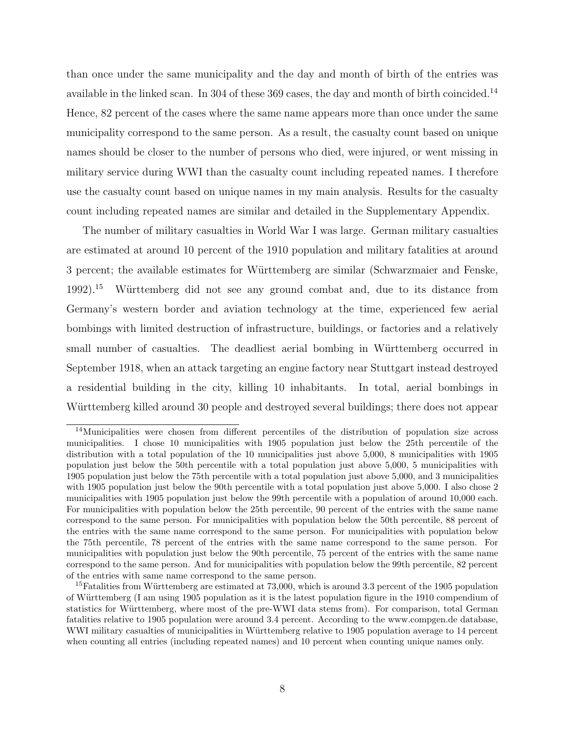than once under the same municipality and the day and month of birth of the entries was available in the linked scan. In 304 of these 369 cases, the day and month of birth coincided.[14] Hence, 82 percent of the cases where the same name appears more than once under the same municipality correspond to the same person. As a result, the casualty count based on unique names should be closer to the number of persons who died, were injured, or went missing in military service during WWI than the casualty count including repeated names. I therefore use the casualty count based on unique names in my main analysis. Results for the casualty count including repeated names are similar and detailed in the Supplementary Appendix.

The number of military casualties in World War I was large. German military casualties are estimated at around 10 percent of the 1910 population and military fatalities at around 3 percent; the available estimates for Württemberg are similar (Schwarzmaier and Fenske, 1992).[15] Württemberg did not see any ground combat and, due to its distance from Germany's western border and aviation technology at the time, experienced few aerial bombings with limited destruction of infrastructure, buildings, or factories and a relatively small number of casualties. The deadliest aerial bombing in Württemberg occurred in September 1918, when an attack targeting an engine factory near Stuttgart instead destroyed a residential building in the city, killing 10 inhabitants. In total, aerial bombings in Württemberg killed around 30 people and destroyed several buildings; there does not appear

---

[14] Municipalities were chosen from different percentiles of the distribution of population size across municipalities. I chose 10 municipalities with 1905 population just below the 25th percentile of the distribution with a total population of the 10 municipalities just above 5,000, 8 municipalities with 1905 population just below the 50th percentile with a total population just above 5,000, 5 municipalities with 1905 population just below the 75th percentile with a total population just above 5,000, and 3 municipalities with 1905 population just below the 90th percentile with a total population just above 5,000. I also chose 2 municipalities with 1905 population just below the 99th percentile with a population of around 10,000 each. For municipalities with population below the 25th percentile, 90 percent of the entries with the same name correspond to the same person. For municipalities with population below the 50th percentile, 88 percent of the entries with the same name correspond to the same person. For municipalities with population below the 75th percentile, 78 percent of the entries with the same name correspond to the same person. For municipalities with population just below the 90th percentile, 75 percent of the entries with the same name correspond to the same person. And for municipalities with population below the 99th percentile, 82 percent of the entries with same name correspond to the same person.

[15] Fatalities from Württemberg are estimated at 73,000, which is around 3.3 percent of the 1905 population of Württemberg (I am using 1905 population as it is the latest population figure in the 1910 compendium of statistics for Württemberg, where most of the pre-WWI data stems from). For comparison, total German fatalities relative to 1905 population were around 3.4 percent. According to the www.compgen.de database, WWI military casualties of municipalities in Württemberg relative to 1905 population average to 14 percent when counting all entries (including repeated names) and 10 percent when counting unique names only.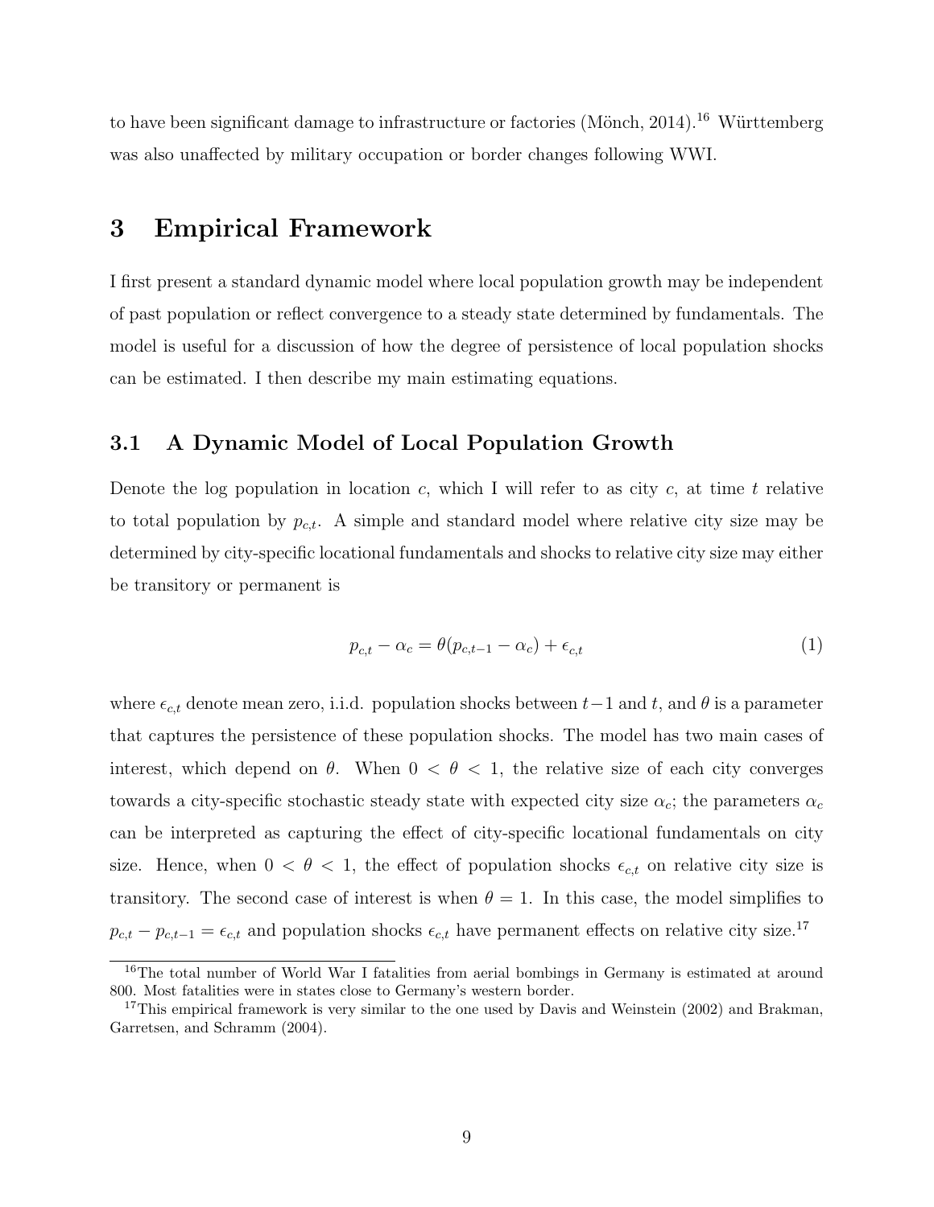to have been significant damage to infrastructure or factories (Mönch, 2014).[16] Württemberg was also unaffected by military occupation or border changes following WWI.

# 3 Empirical Framework

I first present a standard dynamic model where local population growth may be independent of past population or reflect convergence to a steady state determined by fundamentals. The model is useful for a discussion of how the degree of persistence of local population shocks can be estimated. I then describe my main estimating equations.

## 3.1 A Dynamic Model of Local Population Growth

Denote the log population in location $c$, which I will refer to as city $c$, at time $t$ relative to total population by $p_{c,t}$. A simple and standard model where relative city size may be determined by city-specific locational fundamentals and shocks to relative city size may either be transitory or permanent is

$$p_{c,t} - \alpha_c = \theta(p_{c,t-1} - \alpha_c) + \epsilon_{c,t} \tag{1}$$

where $\epsilon_{c,t}$ denote mean zero, i.i.d. population shocks between $t-1$ and $t$, and $\theta$ is a parameter that captures the persistence of these population shocks. The model has two main cases of interest, which depend on $\theta$. When $0 < \theta < 1$, the relative size of each city converges towards a city-specific stochastic steady state with expected city size $\alpha_c$; the parameters $\alpha_c$ can be interpreted as capturing the effect of city-specific locational fundamentals on city size. Hence, when $0 < \theta < 1$, the effect of population shocks $\epsilon_{c,t}$ on relative city size is transitory. The second case of interest is when $\theta = 1$. In this case, the model simplifies to $p_{c,t} - p_{c,t-1} = \epsilon_{c,t}$ and population shocks $\epsilon_{c,t}$ have permanent effects on relative city size.[17]

[16] The total number of World War I fatalities from aerial bombings in Germany is estimated at around 800. Most fatalities were in states close to Germany's western border.

[17] This empirical framework is very similar to the one used by Davis and Weinstein (2002) and Brakman, Garretsen, and Schramm (2004).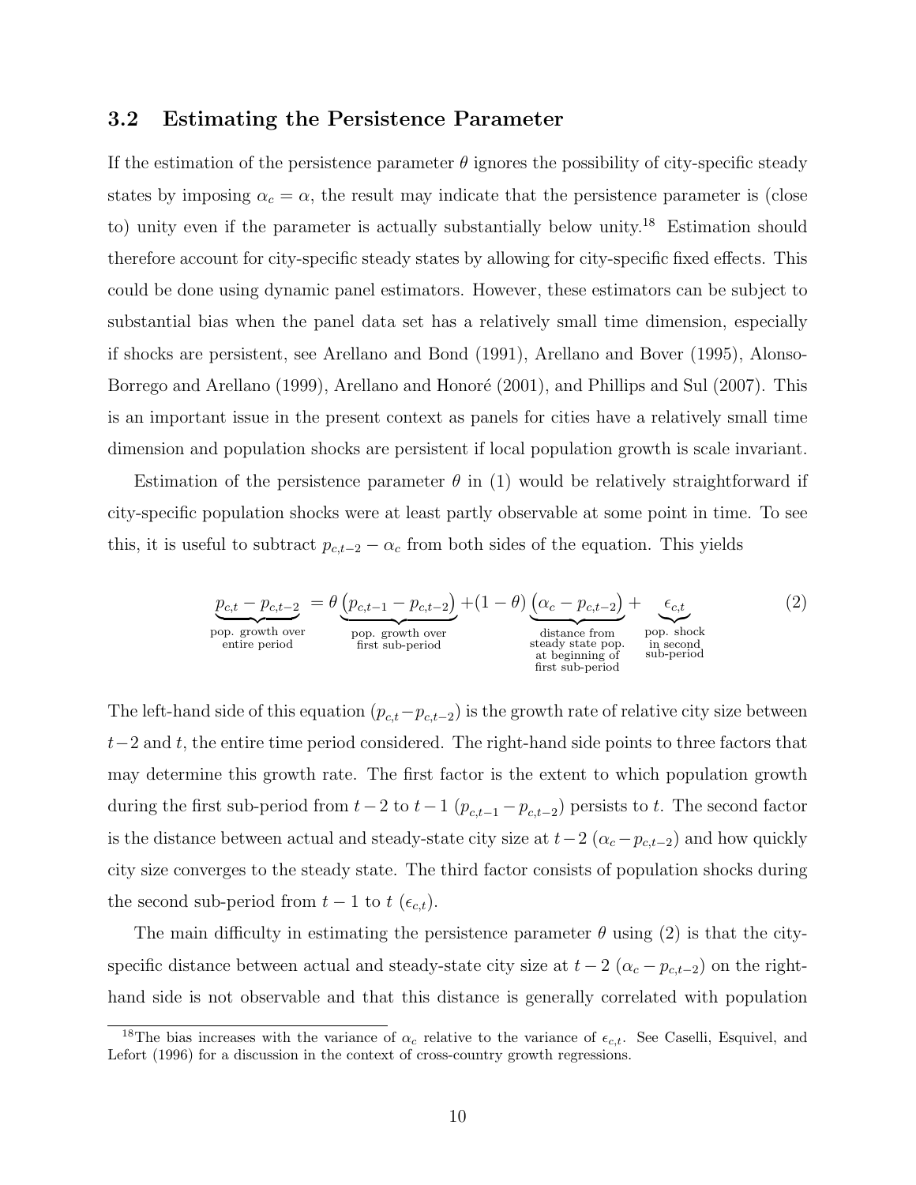### 3.2 Estimating the Persistence Parameter

If the estimation of the persistence parameter $\theta$ ignores the possibility of city-specific steady states by imposing $\alpha_c = \alpha$, the result may indicate that the persistence parameter is (close to) unity even if the parameter is actually substantially below unity.[18] Estimation should therefore account for city-specific steady states by allowing for city-specific fixed effects. This could be done using dynamic panel estimators. However, these estimators can be subject to substantial bias when the panel data set has a relatively small time dimension, especially if shocks are persistent, see Arellano and Bond (1991), Arellano and Bover (1995), Alonso-Borrego and Arellano (1999), Arellano and Honoré (2001), and Phillips and Sul (2007). This is an important issue in the present context as panels for cities have a relatively small time dimension and population shocks are persistent if local population growth is scale invariant.

Estimation of the persistence parameter $\theta$ in (1) would be relatively straightforward if city-specific population shocks were at least partly observable at some point in time. To see this, it is useful to subtract $p_{c,t-2} - \alpha_c$ from both sides of the equation. This yields

$$\underbrace{p_{c,t} - p_{c,t-2}}_{\substack{\text{pop. growth over} \\ \text{entire period}}} = \theta \underbrace{\left(p_{c,t-1} - p_{c,t-2}\right)}_{\substack{\text{pop. growth over} \\ \text{first sub-period}}} + (1-\theta) \underbrace{\left(\alpha_c - p_{c,t-2}\right)}_{\substack{\text{distance from} \\ \text{steady state pop.} \\ \text{at beginning of} \\ \text{first sub-period}}} + \underbrace{\epsilon_{c,t}}_{\substack{\text{pop. shock} \\ \text{in second} \\ \text{sub-period}}} \tag{2}$$

The left-hand side of this equation ($p_{c,t} - p_{c,t-2}$) is the growth rate of relative city size between $t-2$ and $t$, the entire time period considered. The right-hand side points to three factors that may determine this growth rate. The first factor is the extent to which population growth during the first sub-period from $t-2$ to $t-1$ ($p_{c,t-1} - p_{c,t-2}$) persists to $t$. The second factor is the distance between actual and steady-state city size at $t-2$ ($\alpha_c - p_{c,t-2}$) and how quickly city size converges to the steady state. The third factor consists of population shocks during the second sub-period from $t-1$ to $t$ ($\epsilon_{c,t}$).

The main difficulty in estimating the persistence parameter $\theta$ using (2) is that the city-specific distance between actual and steady-state city size at $t-2$ ($\alpha_c - p_{c,t-2}$) on the right-hand side is not observable and that this distance is generally correlated with population

[18] The bias increases with the variance of $\alpha_c$ relative to the variance of $\epsilon_{c,t}$. See Caselli, Esquivel, and Lefort (1996) for a discussion in the context of cross-country growth regressions.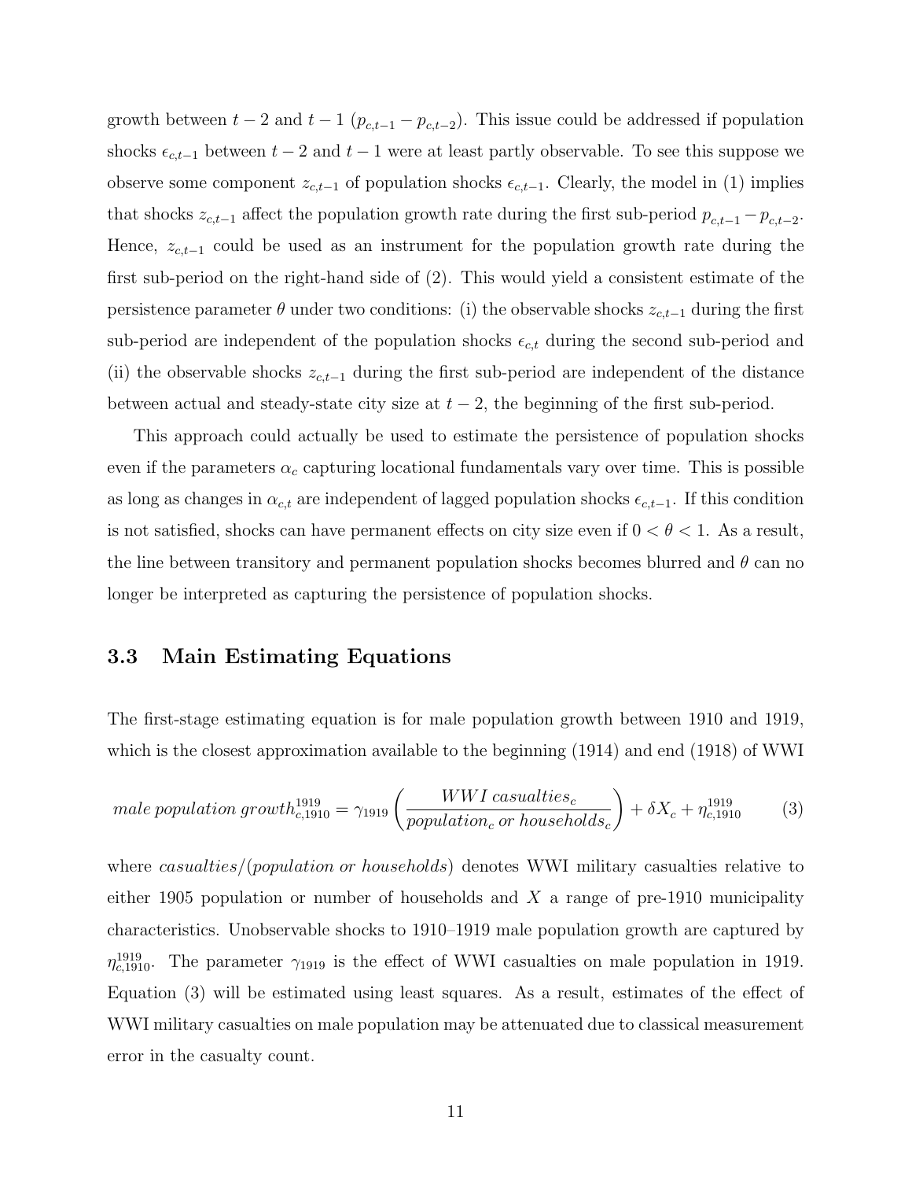growth between $t-2$ and $t-1$ ($p_{c,t-1} - p_{c,t-2}$). This issue could be addressed if population shocks $\epsilon_{c,t-1}$ between $t-2$ and $t-1$ were at least partly observable. To see this suppose we observe some component $z_{c,t-1}$ of population shocks $\epsilon_{c,t-1}$. Clearly, the model in (1) implies that shocks $z_{c,t-1}$ affect the population growth rate during the first sub-period $p_{c,t-1} - p_{c,t-2}$. Hence, $z_{c,t-1}$ could be used as an instrument for the population growth rate during the first sub-period on the right-hand side of (2). This would yield a consistent estimate of the persistence parameter $\theta$ under two conditions: (i) the observable shocks $z_{c,t-1}$ during the first sub-period are independent of the population shocks $\epsilon_{c,t}$ during the second sub-period and (ii) the observable shocks $z_{c,t-1}$ during the first sub-period are independent of the distance between actual and steady-state city size at $t-2$, the beginning of the first sub-period.

This approach could actually be used to estimate the persistence of population shocks even if the parameters $\alpha_c$ capturing locational fundamentals vary over time. This is possible as long as changes in $\alpha_{c,t}$ are independent of lagged population shocks $\epsilon_{c,t-1}$. If this condition is not satisfied, shocks can have permanent effects on city size even if $0 < \theta < 1$. As a result, the line between transitory and permanent population shocks becomes blurred and $\theta$ can no longer be interpreted as capturing the persistence of population shocks.

### 3.3 Main Estimating Equations

The first-stage estimating equation is for male population growth between 1910 and 1919, which is the closest approximation available to the beginning (1914) and end (1918) of WWI

$$male\ population\ growth_{c,1910}^{1919} = \gamma_{1919} \left( \frac{WWI\ casualties_c}{population_c\ or\ households_c} \right) + \delta X_c + \eta_{c,1910}^{1919} \tag{3}$$

where *casualties*/(*population or households*) denotes WWI military casualties relative to either 1905 population or number of households and $X$ a range of pre-1910 municipality characteristics. Unobservable shocks to 1910–1919 male population growth are captured by $\eta_{c,1910}^{1919}$. The parameter $\gamma_{1919}$ is the effect of WWI casualties on male population in 1919. Equation (3) will be estimated using least squares. As a result, estimates of the effect of WWI military casualties on male population may be attenuated due to classical measurement error in the casualty count.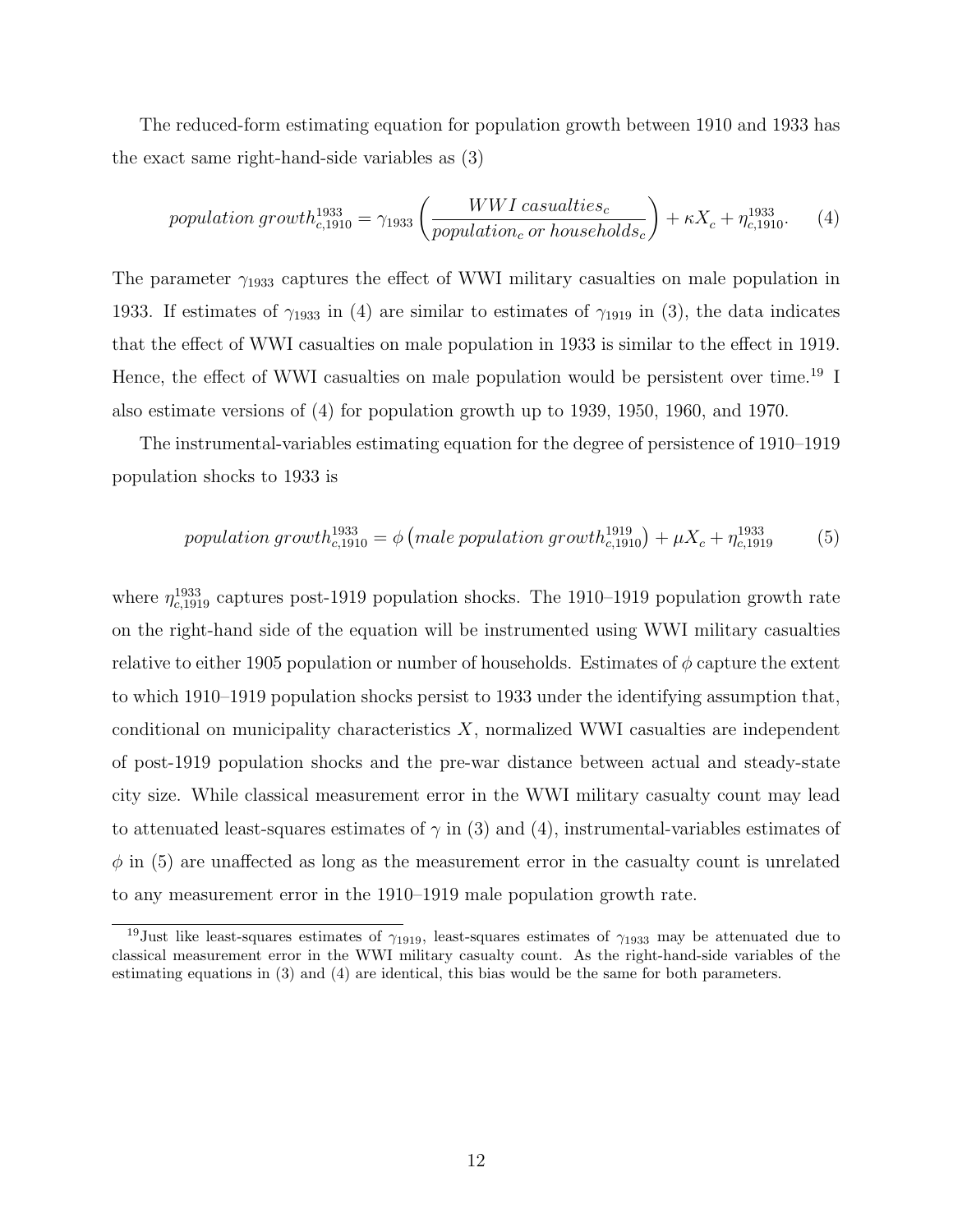The reduced-form estimating equation for population growth between 1910 and 1933 has the exact same right-hand-side variables as (3)

$$population\ growth_{c,1910}^{1933} = \gamma_{1933} \left( \frac{WWI\ casualties_c}{population_c\ or\ households_c} \right) + \kappa X_c + \eta_{c,1910}^{1933}. \tag{4}$$

The parameter $\gamma_{1933}$ captures the effect of WWI military casualties on male population in 1933. If estimates of $\gamma_{1933}$ in (4) are similar to estimates of $\gamma_{1919}$ in (3), the data indicates that the effect of WWI casualties on male population in 1933 is similar to the effect in 1919. Hence, the effect of WWI casualties on male population would be persistent over time.[19] I also estimate versions of (4) for population growth up to 1939, 1950, 1960, and 1970.

The instrumental-variables estimating equation for the degree of persistence of 1910–1919 population shocks to 1933 is

$$population\ growth_{c,1910}^{1933} = \phi \left( male\ population\ growth_{c,1910}^{1919} \right) + \mu X_c + \eta_{c,1919}^{1933} \tag{5}$$

where $\eta_{c,1919}^{1933}$ captures post-1919 population shocks. The 1910–1919 population growth rate on the right-hand side of the equation will be instrumented using WWI military casualties relative to either 1905 population or number of households. Estimates of $\phi$ capture the extent to which 1910–1919 population shocks persist to 1933 under the identifying assumption that, conditional on municipality characteristics $X$, normalized WWI casualties are independent of post-1919 population shocks and the pre-war distance between actual and steady-state city size. While classical measurement error in the WWI military casualty count may lead to attenuated least-squares estimates of $\gamma$ in (3) and (4), instrumental-variables estimates of $\phi$ in (5) are unaffected as long as the measurement error in the casualty count is unrelated to any measurement error in the 1910–1919 male population growth rate.

[19] Just like least-squares estimates of $\gamma_{1919}$, least-squares estimates of $\gamma_{1933}$ may be attenuated due to classical measurement error in the WWI military casualty count. As the right-hand-side variables of the estimating equations in (3) and (4) are identical, this bias would be the same for both parameters.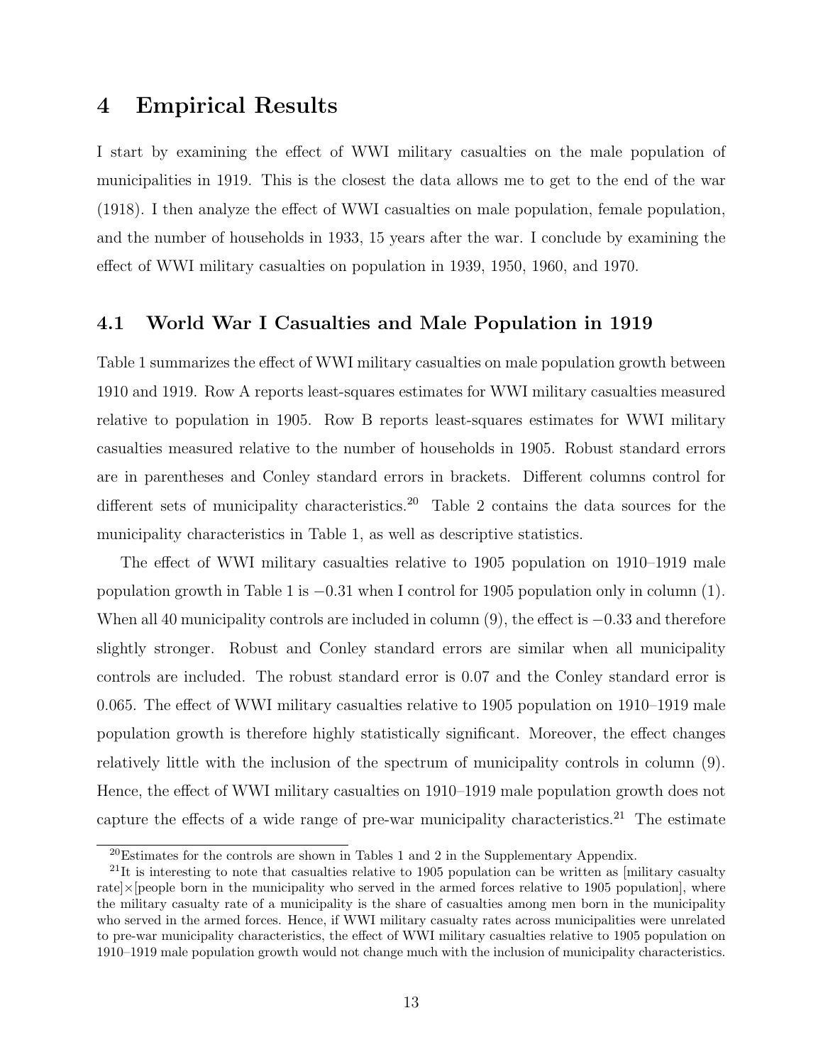# 4 Empirical Results

I start by examining the effect of WWI military casualties on the male population of municipalities in 1919. This is the closest the data allows me to get to the end of the war (1918). I then analyze the effect of WWI casualties on male population, female population, and the number of households in 1933, 15 years after the war. I conclude by examining the effect of WWI military casualties on population in 1939, 1950, 1960, and 1970.

## 4.1 World War I Casualties and Male Population in 1919

Table 1 summarizes the effect of WWI military casualties on male population growth between 1910 and 1919. Row A reports least-squares estimates for WWI military casualties measured relative to population in 1905. Row B reports least-squares estimates for WWI military casualties measured relative to the number of households in 1905. Robust standard errors are in parentheses and Conley standard errors in brackets. Different columns control for different sets of municipality characteristics.[20] Table 2 contains the data sources for the municipality characteristics in Table 1, as well as descriptive statistics.

The effect of WWI military casualties relative to 1905 population on 1910–1919 male population growth in Table 1 is −0.31 when I control for 1905 population only in column (1). When all 40 municipality controls are included in column (9), the effect is −0.33 and therefore slightly stronger. Robust and Conley standard errors are similar when all municipality controls are included. The robust standard error is 0.07 and the Conley standard error is 0.065. The effect of WWI military casualties relative to 1905 population on 1910–1919 male population growth is therefore highly statistically significant. Moreover, the effect changes relatively little with the inclusion of the spectrum of municipality controls in column (9). Hence, the effect of WWI military casualties on 1910–1919 male population growth does not capture the effects of a wide range of pre-war municipality characteristics.[21] The estimate

[20] Estimates for the controls are shown in Tables 1 and 2 in the Supplementary Appendix.

[21] It is interesting to note that casualties relative to 1905 population can be written as [military casualty rate]×[people born in the municipality who served in the armed forces relative to 1905 population], where the military casualty rate of a municipality is the share of casualties among men born in the municipality who served in the armed forces. Hence, if WWI military casualty rates across municipalities were unrelated to pre-war municipality characteristics, the effect of WWI military casualties relative to 1905 population on 1910–1919 male population growth would not change much with the inclusion of municipality characteristics.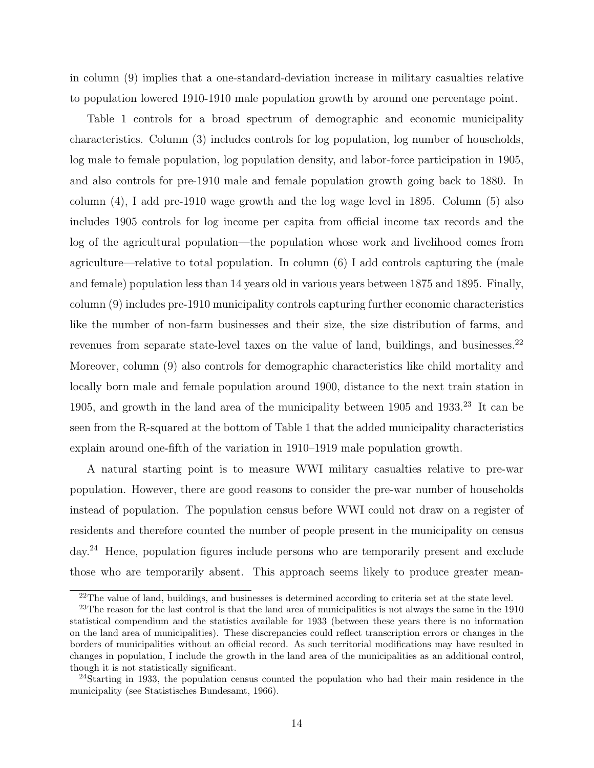in column (9) implies that a one-standard-deviation increase in military casualties relative to population lowered 1910-1910 male population growth by around one percentage point.

Table 1 controls for a broad spectrum of demographic and economic municipality characteristics. Column (3) includes controls for log population, log number of households, log male to female population, log population density, and labor-force participation in 1905, and also controls for pre-1910 male and female population growth going back to 1880. In column (4), I add pre-1910 wage growth and the log wage level in 1895. Column (5) also includes 1905 controls for log income per capita from official income tax records and the log of the agricultural population—the population whose work and livelihood comes from agriculture—relative to total population. In column (6) I add controls capturing the (male and female) population less than 14 years old in various years between 1875 and 1895. Finally, column (9) includes pre-1910 municipality controls capturing further economic characteristics like the number of non-farm businesses and their size, the size distribution of farms, and revenues from separate state-level taxes on the value of land, buildings, and businesses.[22] Moreover, column (9) also controls for demographic characteristics like child mortality and locally born male and female population around 1900, distance to the next train station in 1905, and growth in the land area of the municipality between 1905 and 1933.[23] It can be seen from the R-squared at the bottom of Table 1 that the added municipality characteristics explain around one-fifth of the variation in 1910–1919 male population growth.

A natural starting point is to measure WWI military casualties relative to pre-war population. However, there are good reasons to consider the pre-war number of households instead of population. The population census before WWI could not draw on a register of residents and therefore counted the number of people present in the municipality on census day.[24] Hence, population figures include persons who are temporarily present and exclude those who are temporarily absent. This approach seems likely to produce greater mean-

[22] The value of land, buildings, and businesses is determined according to criteria set at the state level.

[23] The reason for the last control is that the land area of municipalities is not always the same in the 1910 statistical compendium and the statistics available for 1933 (between these years there is no information on the land area of municipalities). These discrepancies could reflect transcription errors or changes in the borders of municipalities without an official record. As such territorial modifications may have resulted in changes in population, I include the growth in the land area of the municipalities as an additional control, though it is not statistically significant.

[24] Starting in 1933, the population census counted the population who had their main residence in the municipality (see Statistisches Bundesamt, 1966).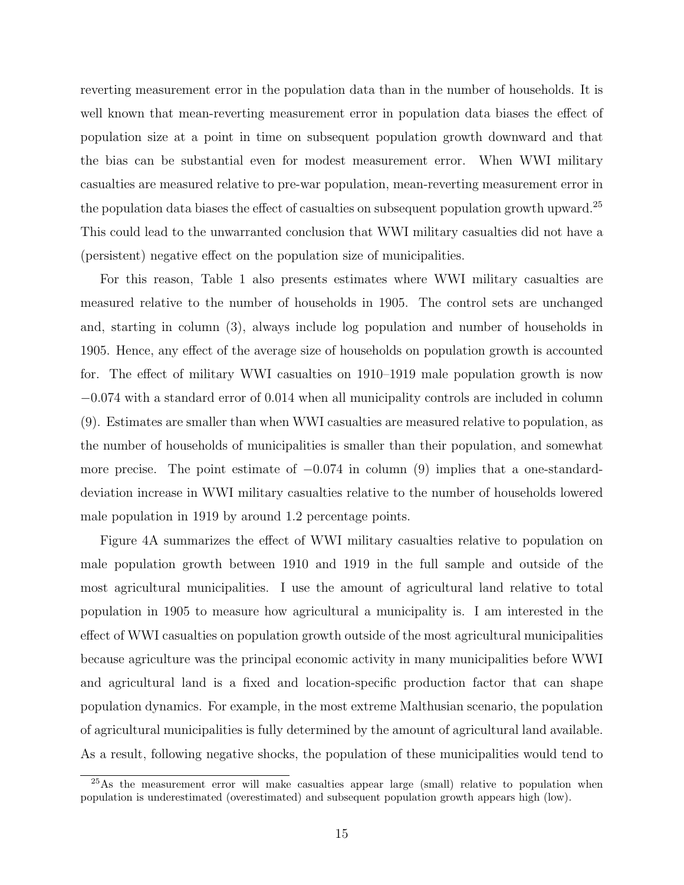reverting measurement error in the population data than in the number of households. It is well known that mean-reverting measurement error in population data biases the effect of population size at a point in time on subsequent population growth downward and that the bias can be substantial even for modest measurement error. When WWI military casualties are measured relative to pre-war population, mean-reverting measurement error in the population data biases the effect of casualties on subsequent population growth upward.[25] This could lead to the unwarranted conclusion that WWI military casualties did not have a (persistent) negative effect on the population size of municipalities.

For this reason, Table 1 also presents estimates where WWI military casualties are measured relative to the number of households in 1905. The control sets are unchanged and, starting in column (3), always include log population and number of households in 1905. Hence, any effect of the average size of households on population growth is accounted for. The effect of military WWI casualties on 1910–1919 male population growth is now $-0.074$ with a standard error of 0.014 when all municipality controls are included in column (9). Estimates are smaller than when WWI casualties are measured relative to population, as the number of households of municipalities is smaller than their population, and somewhat more precise. The point estimate of $-0.074$ in column (9) implies that a one-standard-deviation increase in WWI military casualties relative to the number of households lowered male population in 1919 by around 1.2 percentage points.

Figure 4A summarizes the effect of WWI military casualties relative to population on male population growth between 1910 and 1919 in the full sample and outside of the most agricultural municipalities. I use the amount of agricultural land relative to total population in 1905 to measure how agricultural a municipality is. I am interested in the effect of WWI casualties on population growth outside of the most agricultural municipalities because agriculture was the principal economic activity in many municipalities before WWI and agricultural land is a fixed and location-specific production factor that can shape population dynamics. For example, in the most extreme Malthusian scenario, the population of agricultural municipalities is fully determined by the amount of agricultural land available. As a result, following negative shocks, the population of these municipalities would tend to

[25] As the measurement error will make casualties appear large (small) relative to population when population is underestimated (overestimated) and subsequent population growth appears high (low).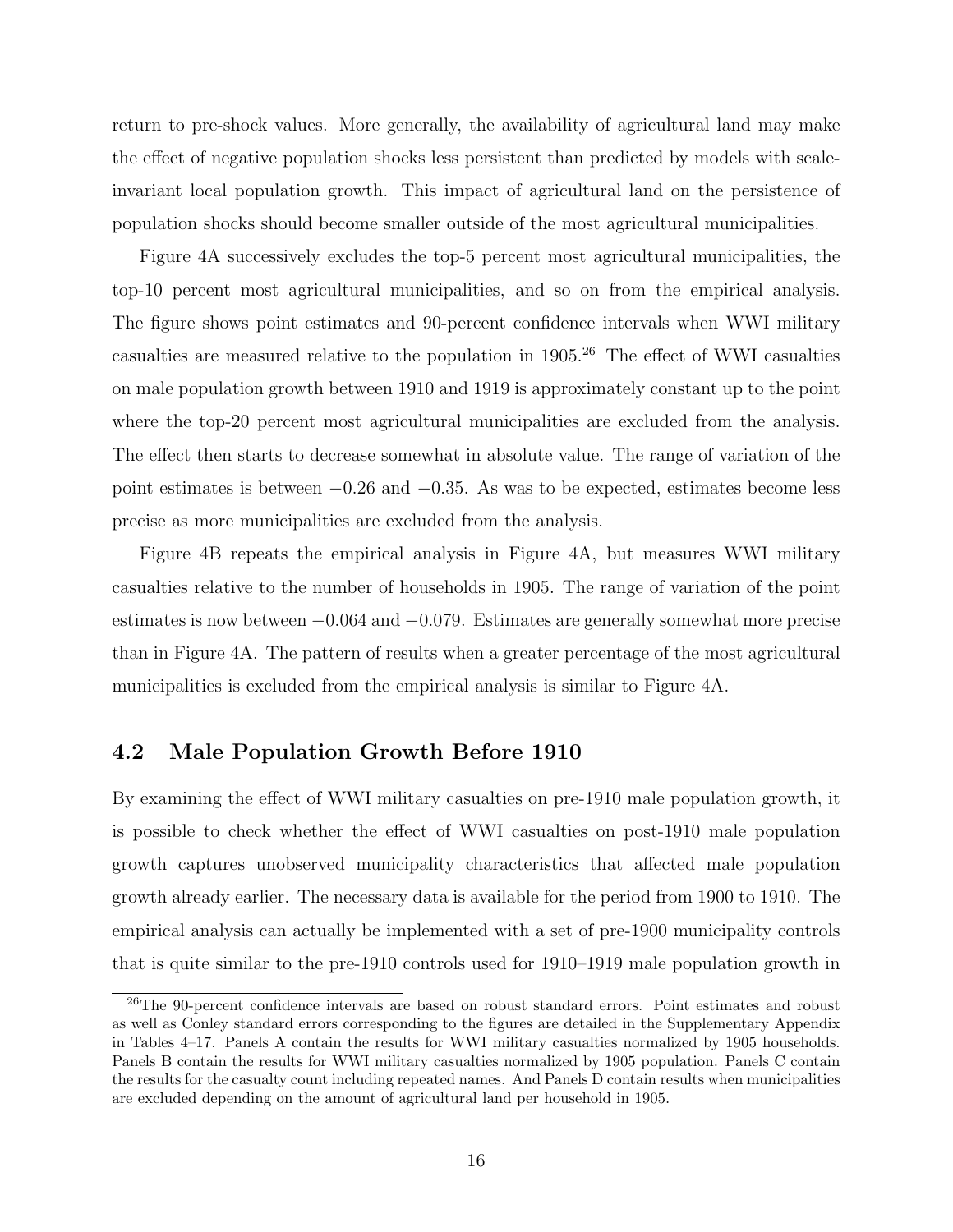return to pre-shock values. More generally, the availability of agricultural land may make the effect of negative population shocks less persistent than predicted by models with scale-invariant local population growth. This impact of agricultural land on the persistence of population shocks should become smaller outside of the most agricultural municipalities.

Figure 4A successively excludes the top-5 percent most agricultural municipalities, the top-10 percent most agricultural municipalities, and so on from the empirical analysis. The figure shows point estimates and 90-percent confidence intervals when WWI military casualties are measured relative to the population in 1905.[26] The effect of WWI casualties on male population growth between 1910 and 1919 is approximately constant up to the point where the top-20 percent most agricultural municipalities are excluded from the analysis. The effect then starts to decrease somewhat in absolute value. The range of variation of the point estimates is between $-0.26$ and $-0.35$. As was to be expected, estimates become less precise as more municipalities are excluded from the analysis.

Figure 4B repeats the empirical analysis in Figure 4A, but measures WWI military casualties relative to the number of households in 1905. The range of variation of the point estimates is now between $-0.064$ and $-0.079$. Estimates are generally somewhat more precise than in Figure 4A. The pattern of results when a greater percentage of the most agricultural municipalities is excluded from the empirical analysis is similar to Figure 4A.

## 4.2 Male Population Growth Before 1910

By examining the effect of WWI military casualties on pre-1910 male population growth, it is possible to check whether the effect of WWI casualties on post-1910 male population growth captures unobserved municipality characteristics that affected male population growth already earlier. The necessary data is available for the period from 1900 to 1910. The empirical analysis can actually be implemented with a set of pre-1900 municipality controls that is quite similar to the pre-1910 controls used for 1910–1919 male population growth in

[26]The 90-percent confidence intervals are based on robust standard errors. Point estimates and robust as well as Conley standard errors corresponding to the figures are detailed in the Supplementary Appendix in Tables 4–17. Panels A contain the results for WWI military casualties normalized by 1905 households. Panels B contain the results for WWI military casualties normalized by 1905 population. Panels C contain the results for the casualty count including repeated names. And Panels D contain results when municipalities are excluded depending on the amount of agricultural land per household in 1905.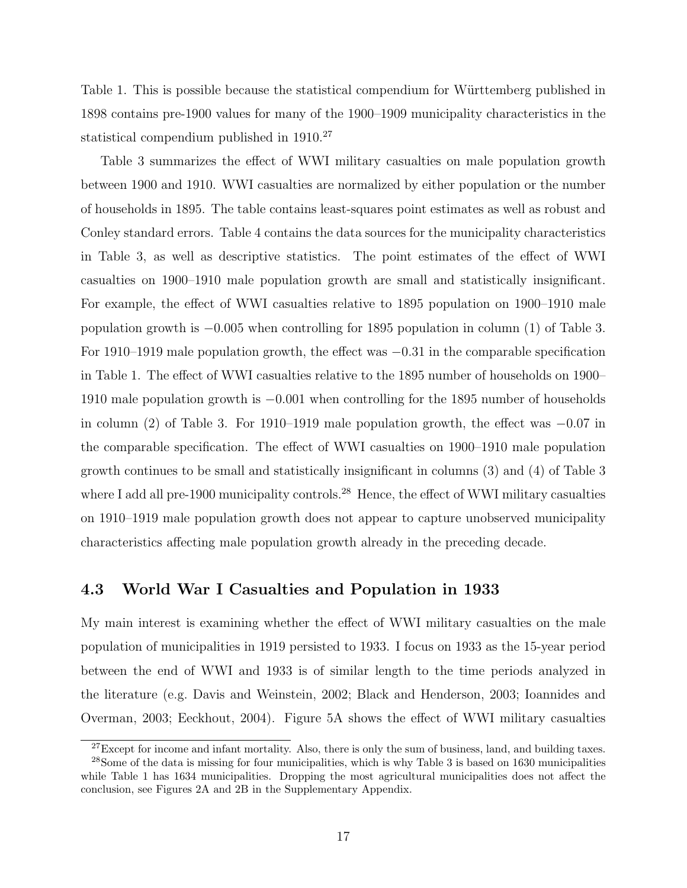Table 1. This is possible because the statistical compendium for Württemberg published in 1898 contains pre-1900 values for many of the 1900–1909 municipality characteristics in the statistical compendium published in 1910.[27]

Table 3 summarizes the effect of WWI military casualties on male population growth between 1900 and 1910. WWI casualties are normalized by either population or the number of households in 1895. The table contains least-squares point estimates as well as robust and Conley standard errors. Table 4 contains the data sources for the municipality characteristics in Table 3, as well as descriptive statistics. The point estimates of the effect of WWI casualties on 1900–1910 male population growth are small and statistically insignificant. For example, the effect of WWI casualties relative to 1895 population on 1900–1910 male population growth is $-0.005$ when controlling for 1895 population in column (1) of Table 3. For 1910–1919 male population growth, the effect was $-0.31$ in the comparable specification in Table 1. The effect of WWI casualties relative to the 1895 number of households on 1900–1910 male population growth is $-0.001$ when controlling for the 1895 number of households in column (2) of Table 3. For 1910–1919 male population growth, the effect was $-0.07$ in the comparable specification. The effect of WWI casualties on 1900–1910 male population growth continues to be small and statistically insignificant in columns (3) and (4) of Table 3 where I add all pre-1900 municipality controls.[28] Hence, the effect of WWI military casualties on 1910–1919 male population growth does not appear to capture unobserved municipality characteristics affecting male population growth already in the preceding decade.

### 4.3 World War I Casualties and Population in 1933

My main interest is examining whether the effect of WWI military casualties on the male population of municipalities in 1919 persisted to 1933. I focus on 1933 as the 15-year period between the end of WWI and 1933 is of similar length to the time periods analyzed in the literature (e.g. Davis and Weinstein, 2002; Black and Henderson, 2003; Ioannides and Overman, 2003; Eeckhout, 2004). Figure 5A shows the effect of WWI military casualties

[27] Except for income and infant mortality. Also, there is only the sum of business, land, and building taxes.

[28] Some of the data is missing for four municipalities, which is why Table 3 is based on 1630 municipalities while Table 1 has 1634 municipalities. Dropping the most agricultural municipalities does not affect the conclusion, see Figures 2A and 2B in the Supplementary Appendix.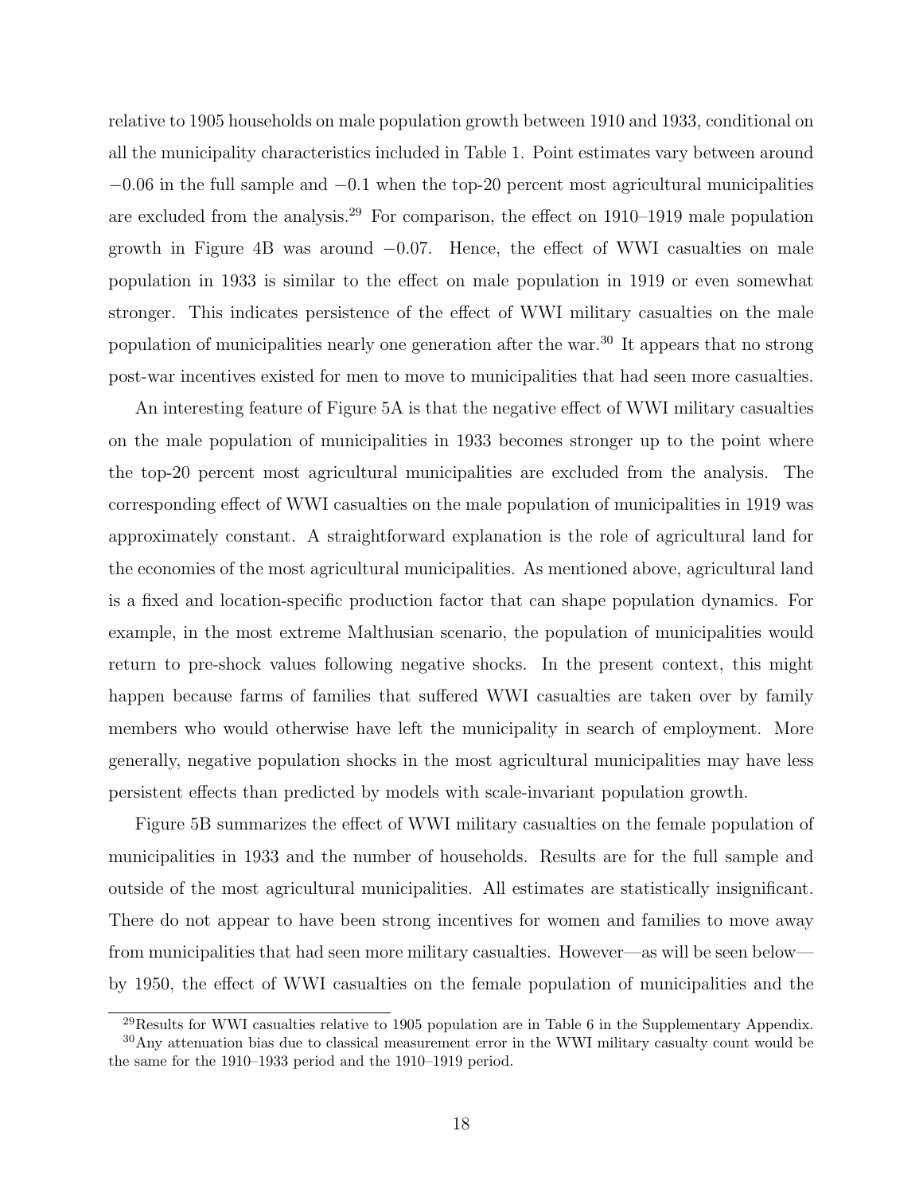relative to 1905 households on male population growth between 1910 and 1933, conditional on all the municipality characteristics included in Table 1. Point estimates vary between around $-0.06$ in the full sample and $-0.1$ when the top-20 percent most agricultural municipalities are excluded from the analysis.[29] For comparison, the effect on 1910–1919 male population growth in Figure 4B was around $-0.07$. Hence, the effect of WWI casualties on male population in 1933 is similar to the effect on male population in 1919 or even somewhat stronger. This indicates persistence of the effect of WWI military casualties on the male population of municipalities nearly one generation after the war.[30] It appears that no strong post-war incentives existed for men to move to municipalities that had seen more casualties.

An interesting feature of Figure 5A is that the negative effect of WWI military casualties on the male population of municipalities in 1933 becomes stronger up to the point where the top-20 percent most agricultural municipalities are excluded from the analysis. The corresponding effect of WWI casualties on the male population of municipalities in 1919 was approximately constant. A straightforward explanation is the role of agricultural land for the economies of the most agricultural municipalities. As mentioned above, agricultural land is a fixed and location-specific production factor that can shape population dynamics. For example, in the most extreme Malthusian scenario, the population of municipalities would return to pre-shock values following negative shocks. In the present context, this might happen because farms of families that suffered WWI casualties are taken over by family members who would otherwise have left the municipality in search of employment. More generally, negative population shocks in the most agricultural municipalities may have less persistent effects than predicted by models with scale-invariant population growth.

Figure 5B summarizes the effect of WWI military casualties on the female population of municipalities in 1933 and the number of households. Results are for the full sample and outside of the most agricultural municipalities. All estimates are statistically insignificant. There do not appear to have been strong incentives for women and families to move away from municipalities that had seen more military casualties. However—as will be seen below—by 1950, the effect of WWI casualties on the female population of municipalities and the

[29] Results for WWI casualties relative to 1905 population are in Table 6 in the Supplementary Appendix.

[30] Any attenuation bias due to classical measurement error in the WWI military casualty count would be the same for the 1910–1933 period and the 1910–1919 period.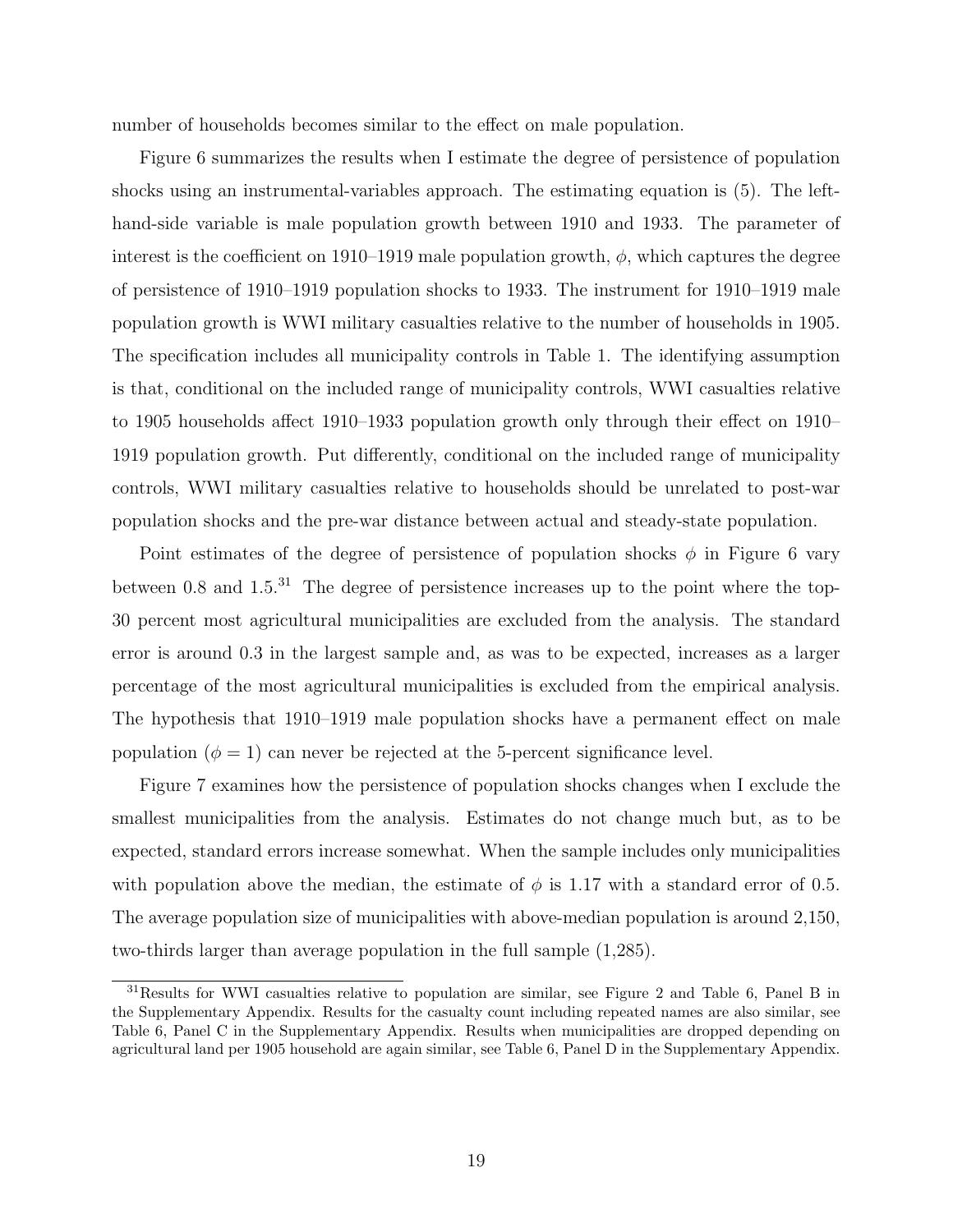number of households becomes similar to the effect on male population.

Figure 6 summarizes the results when I estimate the degree of persistence of population shocks using an instrumental-variables approach. The estimating equation is (5). The left-hand-side variable is male population growth between 1910 and 1933. The parameter of interest is the coefficient on 1910–1919 male population growth, $\phi$, which captures the degree of persistence of 1910–1919 population shocks to 1933. The instrument for 1910–1919 male population growth is WWI military casualties relative to the number of households in 1905. The specification includes all municipality controls in Table 1. The identifying assumption is that, conditional on the included range of municipality controls, WWI casualties relative to 1905 households affect 1910–1933 population growth only through their effect on 1910–1919 population growth. Put differently, conditional on the included range of municipality controls, WWI military casualties relative to households should be unrelated to post-war population shocks and the pre-war distance between actual and steady-state population.

Point estimates of the degree of persistence of population shocks $\phi$ in Figure 6 vary between 0.8 and 1.5.[31] The degree of persistence increases up to the point where the top-30 percent most agricultural municipalities are excluded from the analysis. The standard error is around 0.3 in the largest sample and, as was to be expected, increases as a larger percentage of the most agricultural municipalities is excluded from the empirical analysis. The hypothesis that 1910–1919 male population shocks have a permanent effect on male population ($\phi = 1$) can never be rejected at the 5-percent significance level.

Figure 7 examines how the persistence of population shocks changes when I exclude the smallest municipalities from the analysis. Estimates do not change much but, as to be expected, standard errors increase somewhat. When the sample includes only municipalities with population above the median, the estimate of $\phi$ is 1.17 with a standard error of 0.5. The average population size of municipalities with above-median population is around 2,150, two-thirds larger than average population in the full sample (1,285).

[31] Results for WWI casualties relative to population are similar, see Figure 2 and Table 6, Panel B in the Supplementary Appendix. Results for the casualty count including repeated names are also similar, see Table 6, Panel C in the Supplementary Appendix. Results when municipalities are dropped depending on agricultural land per 1905 household are again similar, see Table 6, Panel D in the Supplementary Appendix.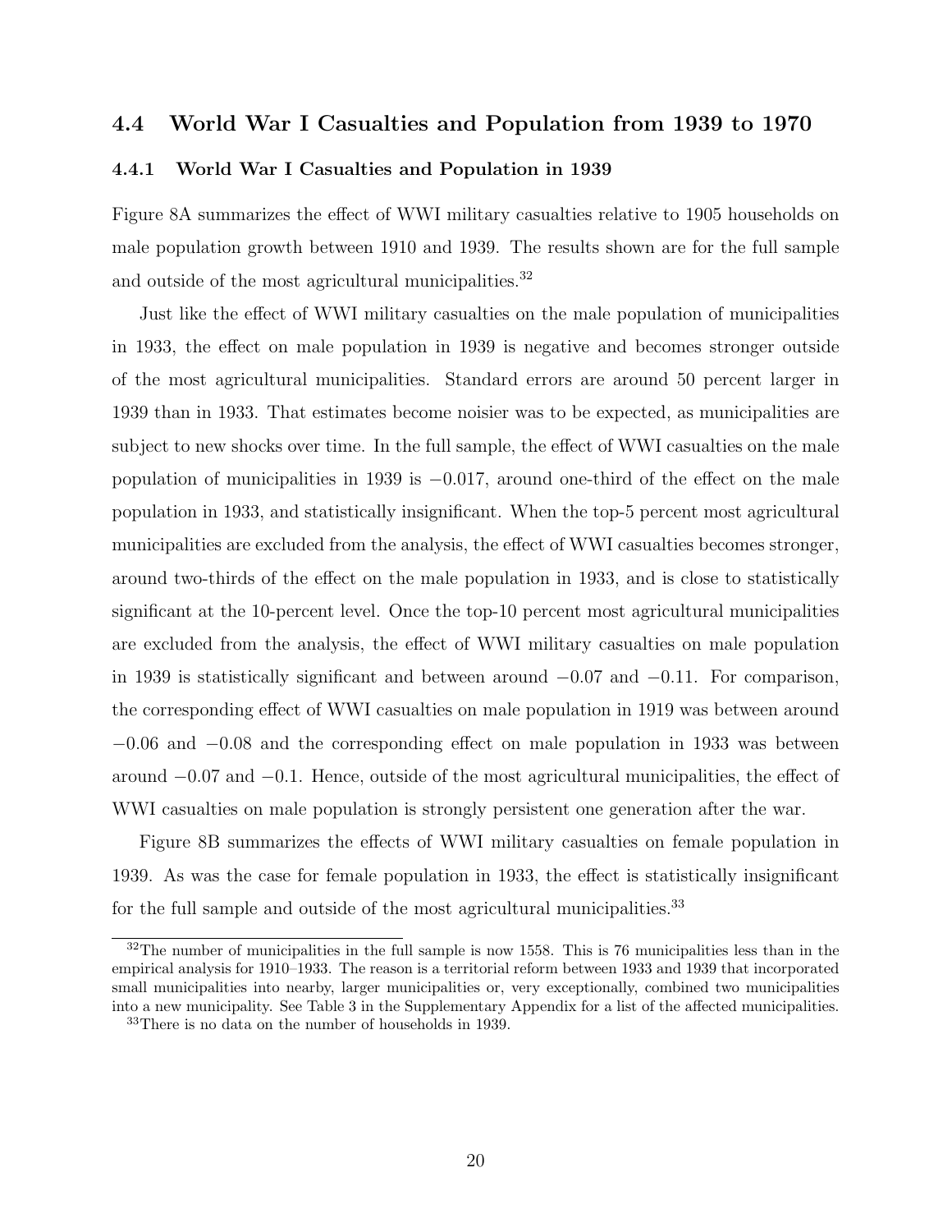## 4.4 World War I Casualties and Population from 1939 to 1970

### 4.4.1 World War I Casualties and Population in 1939

Figure 8A summarizes the effect of WWI military casualties relative to 1905 households on male population growth between 1910 and 1939. The results shown are for the full sample and outside of the most agricultural municipalities.[32]

Just like the effect of WWI military casualties on the male population of municipalities in 1933, the effect on male population in 1939 is negative and becomes stronger outside of the most agricultural municipalities. Standard errors are around 50 percent larger in 1939 than in 1933. That estimates become noisier was to be expected, as municipalities are subject to new shocks over time. In the full sample, the effect of WWI casualties on the male population of municipalities in 1939 is $-0.017$, around one-third of the effect on the male population in 1933, and statistically insignificant. When the top-5 percent most agricultural municipalities are excluded from the analysis, the effect of WWI casualties becomes stronger, around two-thirds of the effect on the male population in 1933, and is close to statistically significant at the 10-percent level. Once the top-10 percent most agricultural municipalities are excluded from the analysis, the effect of WWI military casualties on male population in 1939 is statistically significant and between around $-0.07$ and $-0.11$. For comparison, the corresponding effect of WWI casualties on male population in 1919 was between around $-0.06$ and $-0.08$ and the corresponding effect on male population in 1933 was between around $-0.07$ and $-0.1$. Hence, outside of the most agricultural municipalities, the effect of WWI casualties on male population is strongly persistent one generation after the war.

Figure 8B summarizes the effects of WWI military casualties on female population in 1939. As was the case for female population in 1933, the effect is statistically insignificant for the full sample and outside of the most agricultural municipalities.[33]

[32] The number of municipalities in the full sample is now 1558. This is 76 municipalities less than in the empirical analysis for 1910–1933. The reason is a territorial reform between 1933 and 1939 that incorporated small municipalities into nearby, larger municipalities or, very exceptionally, combined two municipalities into a new municipality. See Table 3 in the Supplementary Appendix for a list of the affected municipalities.

[33] There is no data on the number of households in 1939.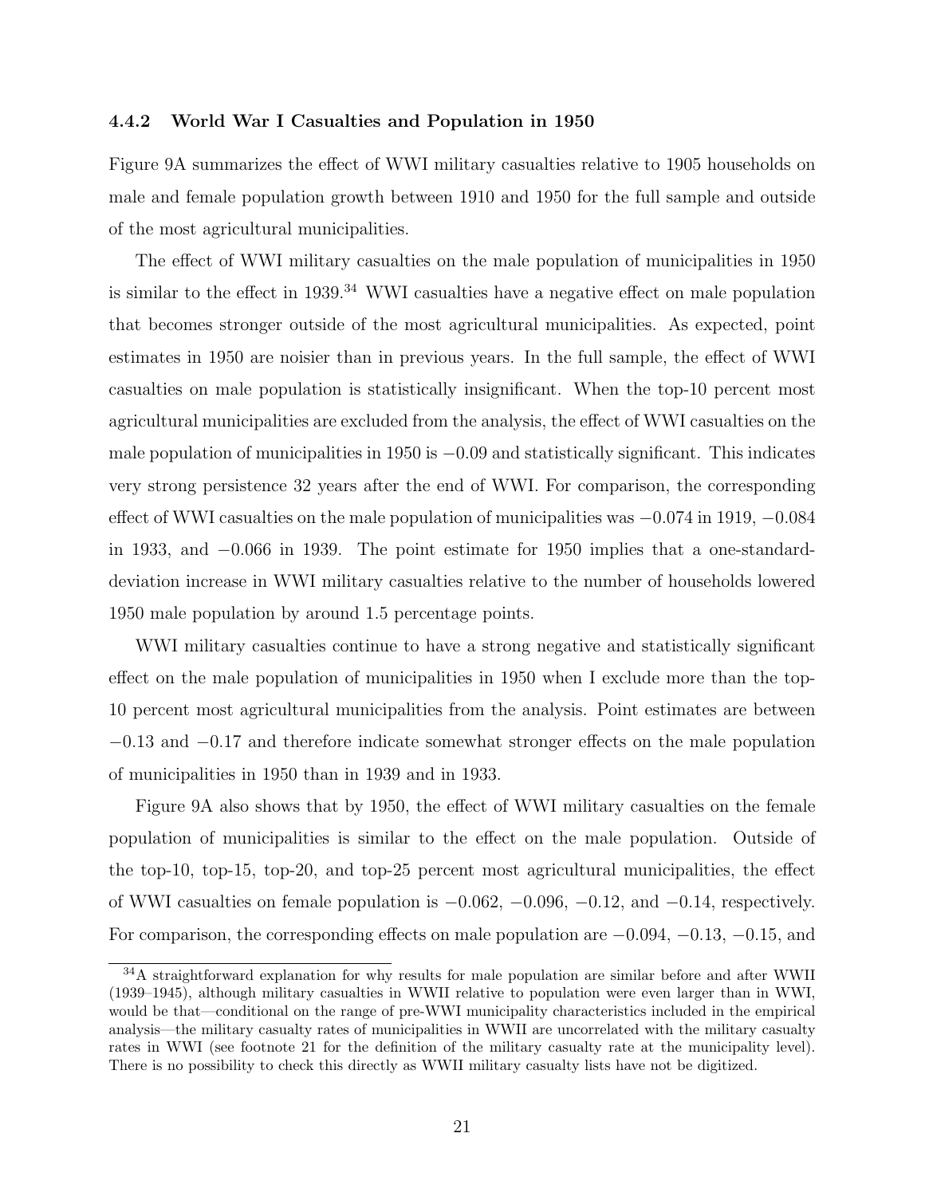### 4.4.2 World War I Casualties and Population in 1950

Figure 9A summarizes the effect of WWI military casualties relative to 1905 households on male and female population growth between 1910 and 1950 for the full sample and outside of the most agricultural municipalities.

The effect of WWI military casualties on the male population of municipalities in 1950 is similar to the effect in 1939.[34] WWI casualties have a negative effect on male population that becomes stronger outside of the most agricultural municipalities. As expected, point estimates in 1950 are noisier than in previous years. In the full sample, the effect of WWI casualties on male population is statistically insignificant. When the top-10 percent most agricultural municipalities are excluded from the analysis, the effect of WWI casualties on the male population of municipalities in 1950 is $-0.09$ and statistically significant. This indicates very strong persistence 32 years after the end of WWI. For comparison, the corresponding effect of WWI casualties on the male population of municipalities was $-0.074$ in 1919, $-0.084$ in 1933, and $-0.066$ in 1939. The point estimate for 1950 implies that a one-standard-deviation increase in WWI military casualties relative to the number of households lowered 1950 male population by around 1.5 percentage points.

WWI military casualties continue to have a strong negative and statistically significant effect on the male population of municipalities in 1950 when I exclude more than the top-10 percent most agricultural municipalities from the analysis. Point estimates are between $-0.13$ and $-0.17$ and therefore indicate somewhat stronger effects on the male population of municipalities in 1950 than in 1939 and in 1933.

Figure 9A also shows that by 1950, the effect of WWI military casualties on the female population of municipalities is similar to the effect on the male population. Outside of the top-10, top-15, top-20, and top-25 percent most agricultural municipalities, the effect of WWI casualties on female population is $-0.062$, $-0.096$, $-0.12$, and $-0.14$, respectively. For comparison, the corresponding effects on male population are $-0.094$, $-0.13$, $-0.15$, and

[34] A straightforward explanation for why results for male population are similar before and after WWII (1939–1945), although military casualties in WWII relative to population were even larger than in WWI, would be that—conditional on the range of pre-WWI municipality characteristics included in the empirical analysis—the military casualty rates of municipalities in WWII are uncorrelated with the military casualty rates in WWI (see footnote 21 for the definition of the military casualty rate at the municipality level). There is no possibility to check this directly as WWII military casualty lists have not be digitized.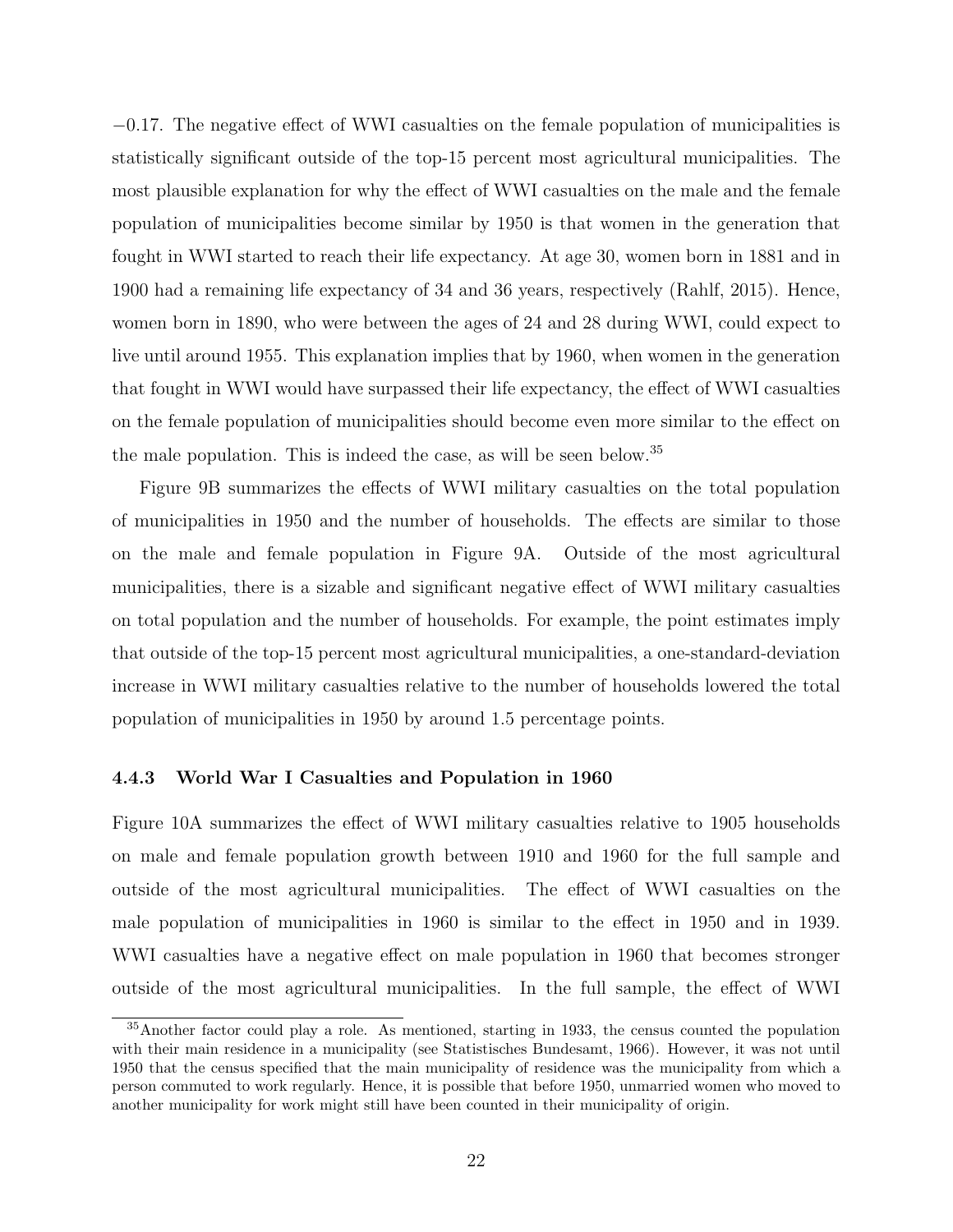−0.17. The negative effect of WWI casualties on the female population of municipalities is statistically significant outside of the top-15 percent most agricultural municipalities. The most plausible explanation for why the effect of WWI casualties on the male and the female population of municipalities become similar by 1950 is that women in the generation that fought in WWI started to reach their life expectancy. At age 30, women born in 1881 and in 1900 had a remaining life expectancy of 34 and 36 years, respectively (Rahlf, 2015). Hence, women born in 1890, who were between the ages of 24 and 28 during WWI, could expect to live until around 1955. This explanation implies that by 1960, when women in the generation that fought in WWI would have surpassed their life expectancy, the effect of WWI casualties on the female population of municipalities should become even more similar to the effect on the male population. This is indeed the case, as will be seen below.[35]

Figure 9B summarizes the effects of WWI military casualties on the total population of municipalities in 1950 and the number of households. The effects are similar to those on the male and female population in Figure 9A. Outside of the most agricultural municipalities, there is a sizable and significant negative effect of WWI military casualties on total population and the number of households. For example, the point estimates imply that outside of the top-15 percent most agricultural municipalities, a one-standard-deviation increase in WWI military casualties relative to the number of households lowered the total population of municipalities in 1950 by around 1.5 percentage points.

### 4.4.3 World War I Casualties and Population in 1960

Figure 10A summarizes the effect of WWI military casualties relative to 1905 households on male and female population growth between 1910 and 1960 for the full sample and outside of the most agricultural municipalities. The effect of WWI casualties on the male population of municipalities in 1960 is similar to the effect in 1950 and in 1939. WWI casualties have a negative effect on male population in 1960 that becomes stronger outside of the most agricultural municipalities. In the full sample, the effect of WWI

[35] Another factor could play a role. As mentioned, starting in 1933, the census counted the population with their main residence in a municipality (see Statistisches Bundesamt, 1966). However, it was not until 1950 that the census specified that the main municipality of residence was the municipality from which a person commuted to work regularly. Hence, it is possible that before 1950, unmarried women who moved to another municipality for work might still have been counted in their municipality of origin.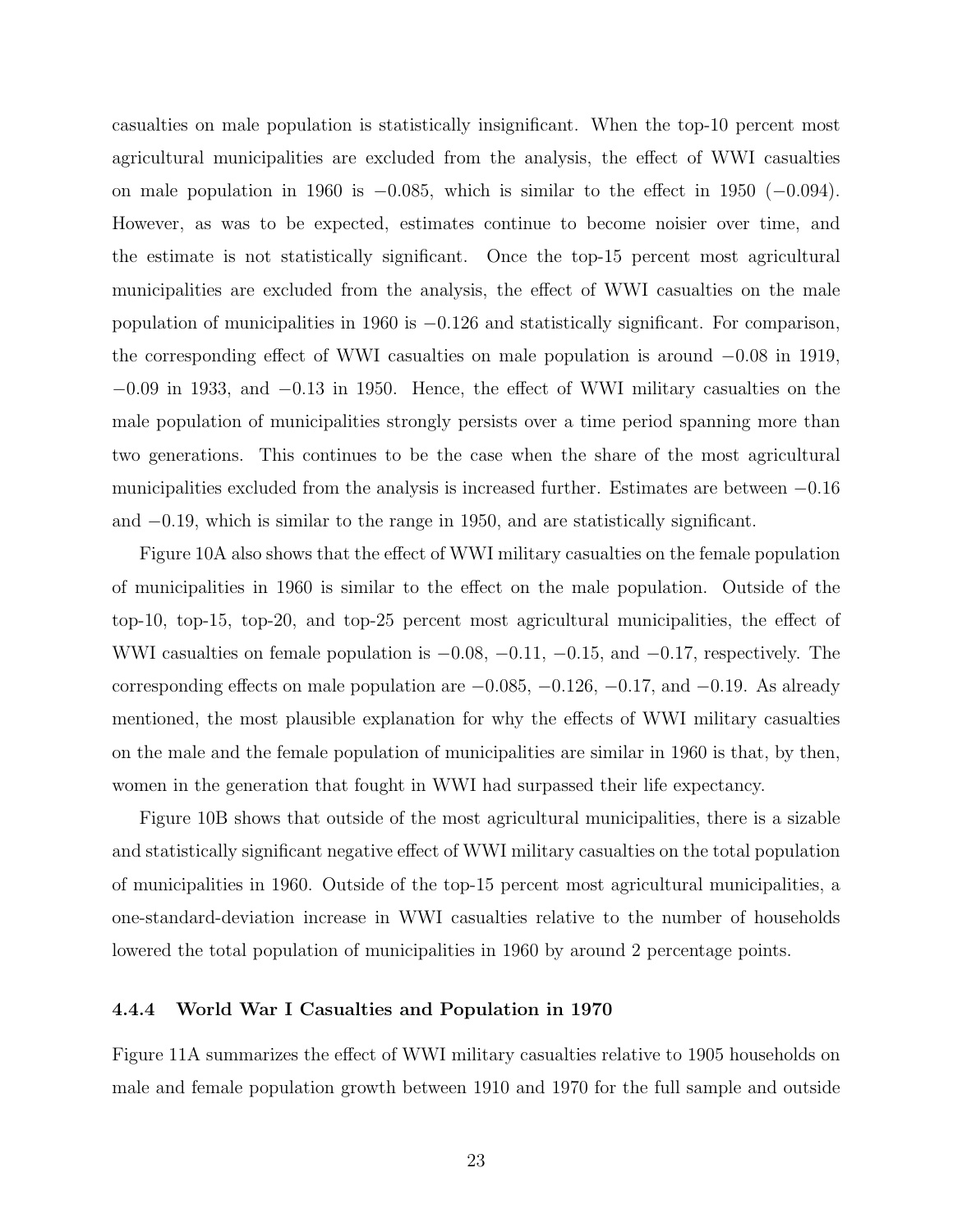casualties on male population is statistically insignificant. When the top-10 percent most agricultural municipalities are excluded from the analysis, the effect of WWI casualties on male population in 1960 is −0.085, which is similar to the effect in 1950 (−0.094). However, as was to be expected, estimates continue to become noisier over time, and the estimate is not statistically significant. Once the top-15 percent most agricultural municipalities are excluded from the analysis, the effect of WWI casualties on the male population of municipalities in 1960 is −0.126 and statistically significant. For comparison, the corresponding effect of WWI casualties on male population is around −0.08 in 1919, −0.09 in 1933, and −0.13 in 1950. Hence, the effect of WWI military casualties on the male population of municipalities strongly persists over a time period spanning more than two generations. This continues to be the case when the share of the most agricultural municipalities excluded from the analysis is increased further. Estimates are between −0.16 and −0.19, which is similar to the range in 1950, and are statistically significant.

Figure 10A also shows that the effect of WWI military casualties on the female population of municipalities in 1960 is similar to the effect on the male population. Outside of the top-10, top-15, top-20, and top-25 percent most agricultural municipalities, the effect of WWI casualties on female population is −0.08, −0.11, −0.15, and −0.17, respectively. The corresponding effects on male population are −0.085, −0.126, −0.17, and −0.19. As already mentioned, the most plausible explanation for why the effects of WWI military casualties on the male and the female population of municipalities are similar in 1960 is that, by then, women in the generation that fought in WWI had surpassed their life expectancy.

Figure 10B shows that outside of the most agricultural municipalities, there is a sizable and statistically significant negative effect of WWI military casualties on the total population of municipalities in 1960. Outside of the top-15 percent most agricultural municipalities, a one-standard-deviation increase in WWI casualties relative to the number of households lowered the total population of municipalities in 1960 by around 2 percentage points.

#### 4.4.4 World War I Casualties and Population in 1970

Figure 11A summarizes the effect of WWI military casualties relative to 1905 households on male and female population growth between 1910 and 1970 for the full sample and outside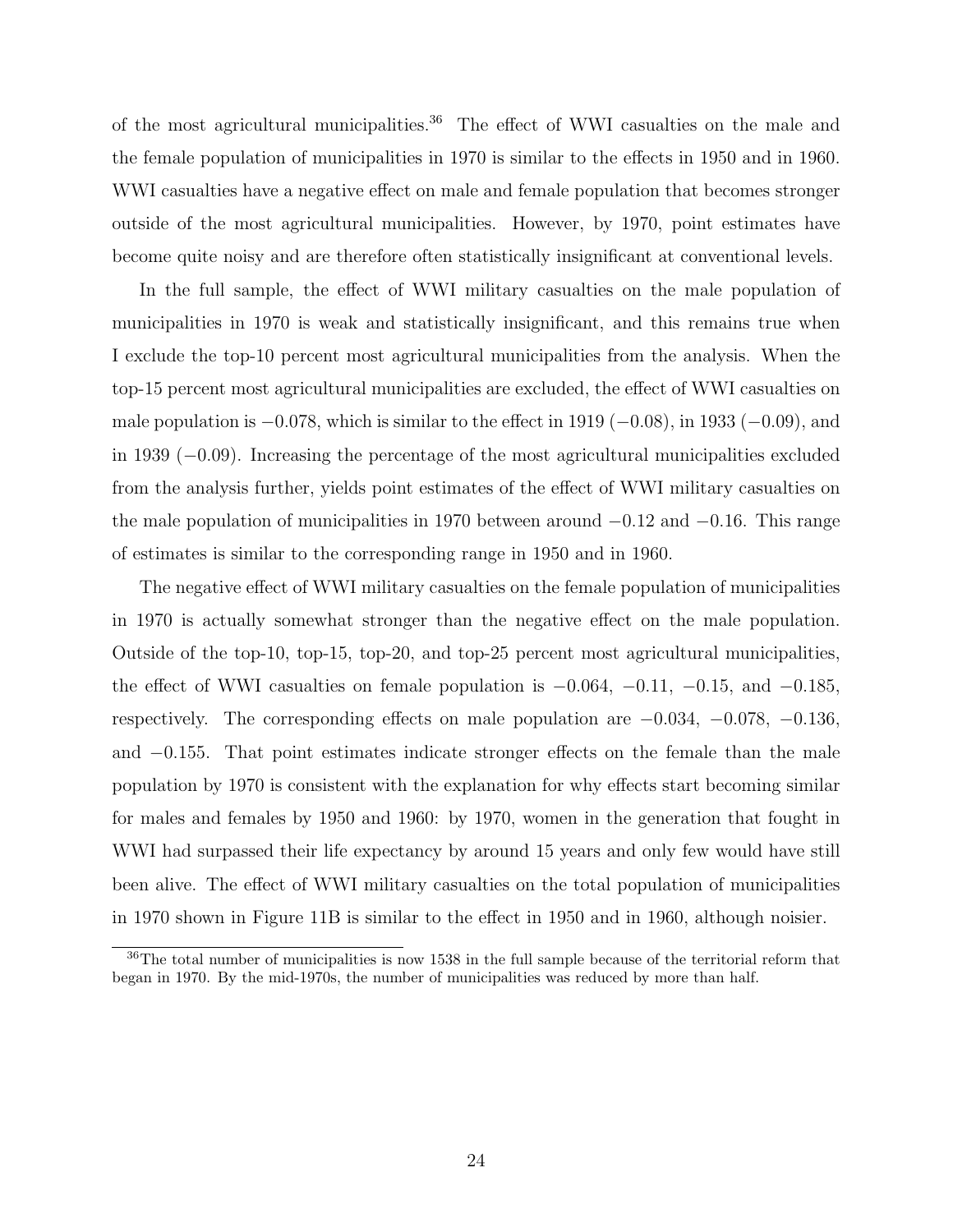of the most agricultural municipalities.[36] The effect of WWI casualties on the male and the female population of municipalities in 1970 is similar to the effects in 1950 and in 1960. WWI casualties have a negative effect on male and female population that becomes stronger outside of the most agricultural municipalities. However, by 1970, point estimates have become quite noisy and are therefore often statistically insignificant at conventional levels.

In the full sample, the effect of WWI military casualties on the male population of municipalities in 1970 is weak and statistically insignificant, and this remains true when I exclude the top-10 percent most agricultural municipalities from the analysis. When the top-15 percent most agricultural municipalities are excluded, the effect of WWI casualties on male population is $-0.078$, which is similar to the effect in 1919 ($-0.08$), in 1933 ($-0.09$), and in 1939 ($-0.09$). Increasing the percentage of the most agricultural municipalities excluded from the analysis further, yields point estimates of the effect of WWI military casualties on the male population of municipalities in 1970 between around $-0.12$ and $-0.16$. This range of estimates is similar to the corresponding range in 1950 and in 1960.

The negative effect of WWI military casualties on the female population of municipalities in 1970 is actually somewhat stronger than the negative effect on the male population. Outside of the top-10, top-15, top-20, and top-25 percent most agricultural municipalities, the effect of WWI casualties on female population is $-0.064$, $-0.11$, $-0.15$, and $-0.185$, respectively. The corresponding effects on male population are $-0.034$, $-0.078$, $-0.136$, and $-0.155$. That point estimates indicate stronger effects on the female than the male population by 1970 is consistent with the explanation for why effects start becoming similar for males and females by 1950 and 1960: by 1970, women in the generation that fought in WWI had surpassed their life expectancy by around 15 years and only few would have still been alive. The effect of WWI military casualties on the total population of municipalities in 1970 shown in Figure 11B is similar to the effect in 1950 and in 1960, although noisier.

[36] The total number of municipalities is now 1538 in the full sample because of the territorial reform that began in 1970. By the mid-1970s, the number of municipalities was reduced by more than half.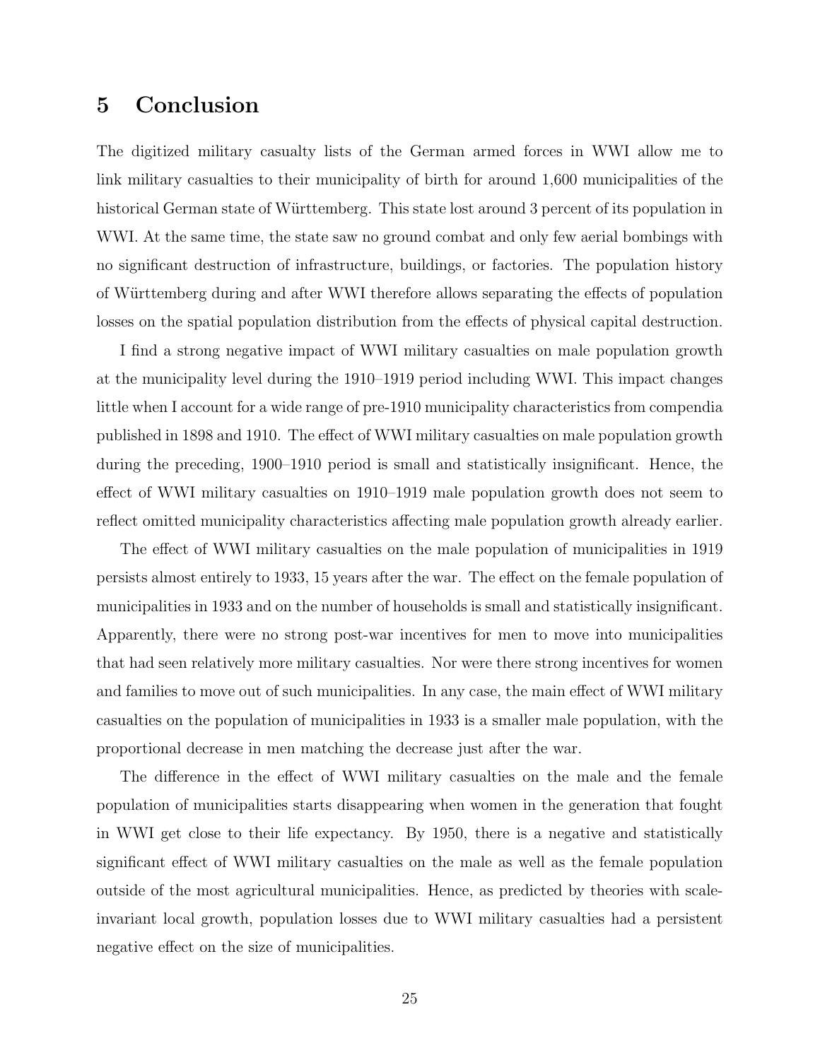# 5 Conclusion

The digitized military casualty lists of the German armed forces in WWI allow me to link military casualties to their municipality of birth for around 1,600 municipalities of the historical German state of Württemberg. This state lost around 3 percent of its population in WWI. At the same time, the state saw no ground combat and only few aerial bombings with no significant destruction of infrastructure, buildings, or factories. The population history of Württemberg during and after WWI therefore allows separating the effects of population losses on the spatial population distribution from the effects of physical capital destruction.

I find a strong negative impact of WWI military casualties on male population growth at the municipality level during the 1910–1919 period including WWI. This impact changes little when I account for a wide range of pre-1910 municipality characteristics from compendia published in 1898 and 1910. The effect of WWI military casualties on male population growth during the preceding, 1900–1910 period is small and statistically insignificant. Hence, the effect of WWI military casualties on 1910–1919 male population growth does not seem to reflect omitted municipality characteristics affecting male population growth already earlier.

The effect of WWI military casualties on the male population of municipalities in 1919 persists almost entirely to 1933, 15 years after the war. The effect on the female population of municipalities in 1933 and on the number of households is small and statistically insignificant. Apparently, there were no strong post-war incentives for men to move into municipalities that had seen relatively more military casualties. Nor were there strong incentives for women and families to move out of such municipalities. In any case, the main effect of WWI military casualties on the population of municipalities in 1933 is a smaller male population, with the proportional decrease in men matching the decrease just after the war.

The difference in the effect of WWI military casualties on the male and the female population of municipalities starts disappearing when women in the generation that fought in WWI get close to their life expectancy. By 1950, there is a negative and statistically significant effect of WWI military casualties on the male as well as the female population outside of the most agricultural municipalities. Hence, as predicted by theories with scale-invariant local growth, population losses due to WWI military casualties had a persistent negative effect on the size of municipalities.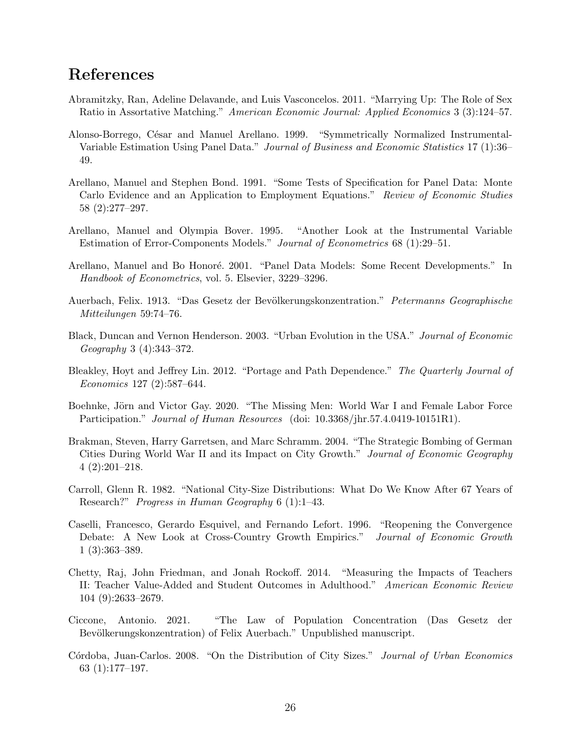# References

Abramitzky, Ran, Adeline Delavande, and Luis Vasconcelos. 2011. "Marrying Up: The Role of Sex Ratio in Assortative Matching." *American Economic Journal: Applied Economics* 3 (3):124–57.

Alonso-Borrego, César and Manuel Arellano. 1999. "Symmetrically Normalized Instrumental-Variable Estimation Using Panel Data." *Journal of Business and Economic Statistics* 17 (1):36–49.

Arellano, Manuel and Stephen Bond. 1991. "Some Tests of Specification for Panel Data: Monte Carlo Evidence and an Application to Employment Equations." *Review of Economic Studies* 58 (2):277–297.

Arellano, Manuel and Olympia Bover. 1995. "Another Look at the Instrumental Variable Estimation of Error-Components Models." *Journal of Econometrics* 68 (1):29–51.

Arellano, Manuel and Bo Honoré. 2001. "Panel Data Models: Some Recent Developments." In *Handbook of Econometrics*, vol. 5. Elsevier, 3229–3296.

Auerbach, Felix. 1913. "Das Gesetz der Bevölkerungskonzentration." *Petermanns Geographische Mitteilungen* 59:74–76.

Black, Duncan and Vernon Henderson. 2003. "Urban Evolution in the USA." *Journal of Economic Geography* 3 (4):343–372.

Bleakley, Hoyt and Jeffrey Lin. 2012. "Portage and Path Dependence." *The Quarterly Journal of Economics* 127 (2):587–644.

Boehnke, Jörn and Victor Gay. 2020. "The Missing Men: World War I and Female Labor Force Participation." *Journal of Human Resources* (doi: 10.3368/jhr.57.4.0419-10151R1).

Brakman, Steven, Harry Garretsen, and Marc Schramm. 2004. "The Strategic Bombing of German Cities During World War II and its Impact on City Growth." *Journal of Economic Geography* 4 (2):201–218.

Carroll, Glenn R. 1982. "National City-Size Distributions: What Do We Know After 67 Years of Research?" *Progress in Human Geography* 6 (1):1–43.

Caselli, Francesco, Gerardo Esquivel, and Fernando Lefort. 1996. "Reopening the Convergence Debate: A New Look at Cross-Country Growth Empirics." *Journal of Economic Growth* 1 (3):363–389.

Chetty, Raj, John Friedman, and Jonah Rockoff. 2014. "Measuring the Impacts of Teachers II: Teacher Value-Added and Student Outcomes in Adulthood." *American Economic Review* 104 (9):2633–2679.

Ciccone, Antonio. 2021. "The Law of Population Concentration (Das Gesetz der Bevölkerungskonzentration) of Felix Auerbach." Unpublished manuscript.

Córdoba, Juan-Carlos. 2008. "On the Distribution of City Sizes." *Journal of Urban Economics* 63 (1):177–197.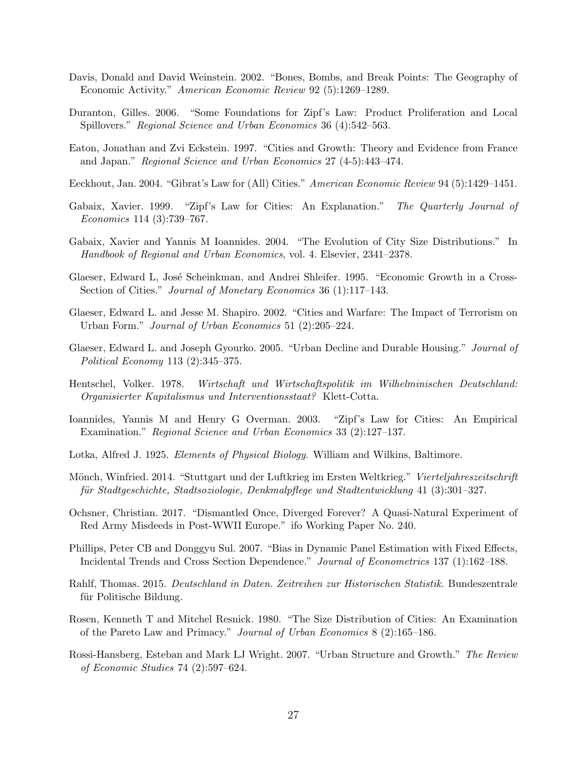Davis, Donald and David Weinstein. 2002. "Bones, Bombs, and Break Points: The Geography of Economic Activity." *American Economic Review* 92 (5):1269–1289.

Duranton, Gilles. 2006. "Some Foundations for Zipf's Law: Product Proliferation and Local Spillovers." *Regional Science and Urban Economics* 36 (4):542–563.

Eaton, Jonathan and Zvi Eckstein. 1997. "Cities and Growth: Theory and Evidence from France and Japan." *Regional Science and Urban Economics* 27 (4-5):443–474.

Eeckhout, Jan. 2004. "Gibrat's Law for (All) Cities." *American Economic Review* 94 (5):1429–1451.

Gabaix, Xavier. 1999. "Zipf's Law for Cities: An Explanation." *The Quarterly Journal of Economics* 114 (3):739–767.

Gabaix, Xavier and Yannis M Ioannides. 2004. "The Evolution of City Size Distributions." In *Handbook of Regional and Urban Economics*, vol. 4. Elsevier, 2341–2378.

Glaeser, Edward L, José Scheinkman, and Andrei Shleifer. 1995. "Economic Growth in a Cross-Section of Cities." *Journal of Monetary Economics* 36 (1):117–143.

Glaeser, Edward L. and Jesse M. Shapiro. 2002. "Cities and Warfare: The Impact of Terrorism on Urban Form." *Journal of Urban Economics* 51 (2):205–224.

Glaeser, Edward L. and Joseph Gyourko. 2005. "Urban Decline and Durable Housing." *Journal of Political Economy* 113 (2):345–375.

Hentschel, Volker. 1978. *Wirtschaft und Wirtschaftspolitik im Wilhelminischen Deutschland: Organisierter Kapitalismus und Interventionsstaat?* Klett-Cotta.

Ioannides, Yannis M and Henry G Overman. 2003. "Zipf's Law for Cities: An Empirical Examination." *Regional Science and Urban Economics* 33 (2):127–137.

Lotka, Alfred J. 1925. *Elements of Physical Biology*. William and Wilkins, Baltimore.

Mönch, Winfried. 2014. "Stuttgart und der Luftkrieg im Ersten Weltkrieg." *Vierteljahreszeitschrift für Stadtgeschichte, Stadtsoziologie, Denkmalpflege und Stadtentwicklung* 41 (3):301–327.

Ochsner, Christian. 2017. "Dismantled Once, Diverged Forever? A Quasi-Natural Experiment of Red Army Misdeeds in Post-WWII Europe." ifo Working Paper No. 240.

Phillips, Peter CB and Donggyu Sul. 2007. "Bias in Dynamic Panel Estimation with Fixed Effects, Incidental Trends and Cross Section Dependence." *Journal of Econometrics* 137 (1):162–188.

Rahlf, Thomas. 2015. *Deutschland in Daten. Zeitreihen zur Historischen Statistik*. Bundeszentrale für Politische Bildung.

Rosen, Kenneth T and Mitchel Resnick. 1980. "The Size Distribution of Cities: An Examination of the Pareto Law and Primacy." *Journal of Urban Economics* 8 (2):165–186.

Rossi-Hansberg, Esteban and Mark LJ Wright. 2007. "Urban Structure and Growth." *The Review of Economic Studies* 74 (2):597–624.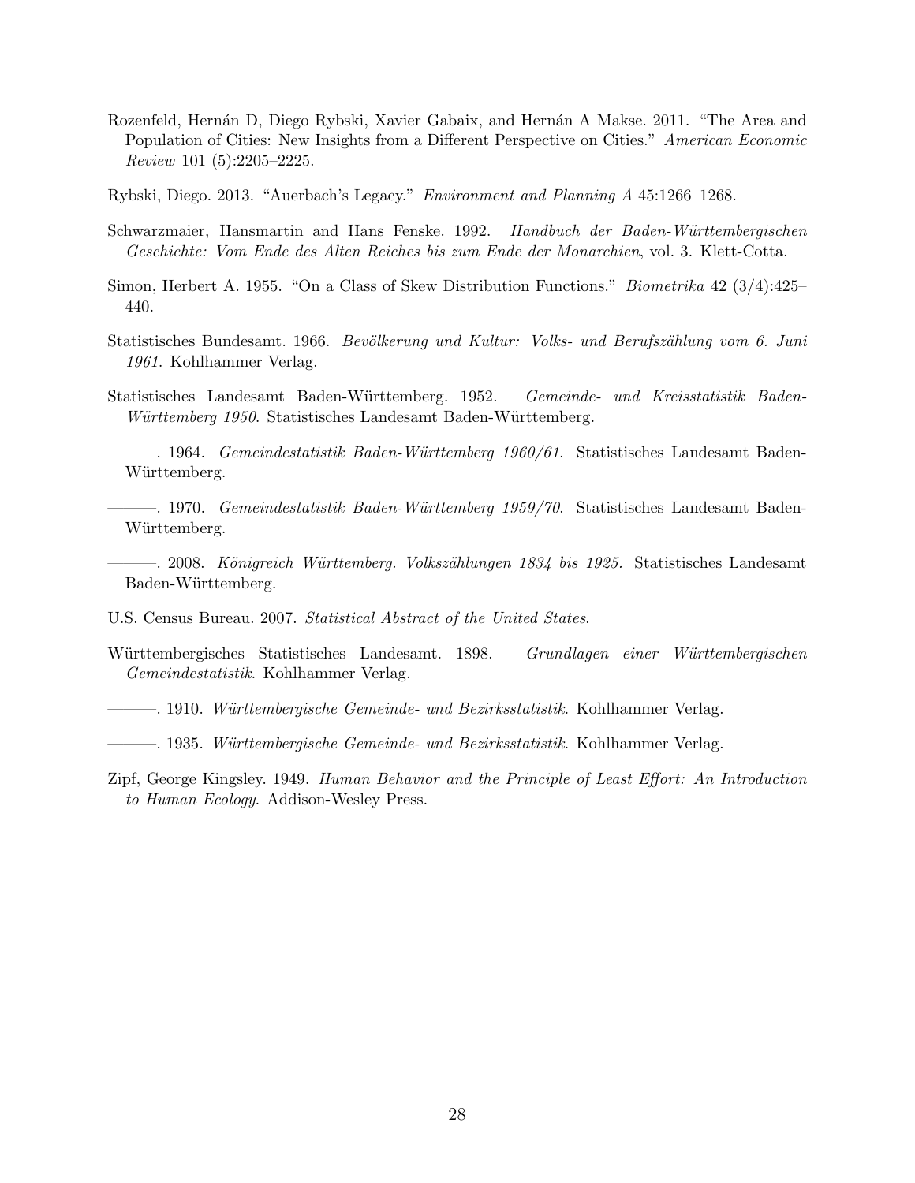Rozenfeld, Hernán D, Diego Rybski, Xavier Gabaix, and Hernán A Makse. 2011. "The Area and Population of Cities: New Insights from a Different Perspective on Cities." *American Economic Review* 101 (5):2205–2225.

Rybski, Diego. 2013. "Auerbach's Legacy." *Environment and Planning A* 45:1266–1268.

Schwarzmaier, Hansmartin and Hans Fenske. 1992. *Handbuch der Baden-Württembergischen Geschichte: Vom Ende des Alten Reiches bis zum Ende der Monarchien*, vol. 3. Klett-Cotta.

Simon, Herbert A. 1955. "On a Class of Skew Distribution Functions." *Biometrika* 42 (3/4):425–440.

Statistisches Bundesamt. 1966. *Bevölkerung und Kultur: Volks- und Berufszählung vom 6. Juni 1961.* Kohlhammer Verlag.

Statistisches Landesamt Baden-Württemberg. 1952. *Gemeinde- und Kreisstatistik Baden-Württemberg 1950.* Statistisches Landesamt Baden-Württemberg.

———. 1964. *Gemeindestatistik Baden-Württemberg 1960/61.* Statistisches Landesamt Baden-Württemberg.

———. 1970. *Gemeindestatistik Baden-Württemberg 1959/70.* Statistisches Landesamt Baden-Württemberg.

———. 2008. *Königreich Württemberg. Volkszählungen 1834 bis 1925.* Statistisches Landesamt Baden-Württemberg.

U.S. Census Bureau. 2007. *Statistical Abstract of the United States.*

Württembergisches Statistisches Landesamt. 1898. *Grundlagen einer Württembergischen Gemeindestatistik*. Kohlhammer Verlag.

———. 1910. *Württembergische Gemeinde- und Bezirksstatistik*. Kohlhammer Verlag.

———. 1935. *Württembergische Gemeinde- und Bezirksstatistik*. Kohlhammer Verlag.

Zipf, George Kingsley. 1949. *Human Behavior and the Principle of Least Effort: An Introduction to Human Ecology*. Addison-Wesley Press.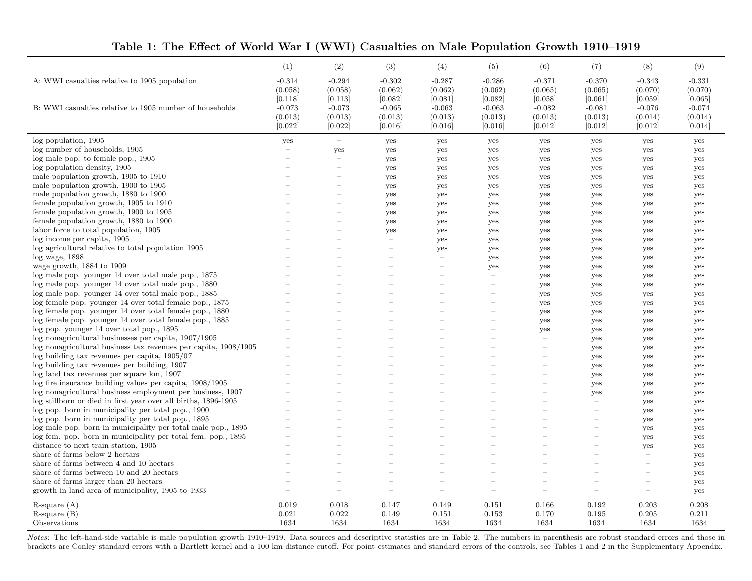**Table 1: The Effect of World War I (WWI) Casualties on Male Population Growth 1910–1919**

| | (1) | (2) | (3) | (4) | (5) | (6) | (7) | (8) | (9) |
|---|---|---|---|---|---|---|---|---|---|
| A: WWI casualties relative to 1905 population | -0.314 | -0.294 | -0.302 | -0.287 | -0.286 | -0.371 | -0.370 | -0.343 | -0.331 |
| | (0.058) | (0.058) | (0.062) | (0.062) | (0.062) | (0.065) | (0.065) | (0.070) | (0.070) |
| | [0.118] | [0.113] | [0.082] | [0.081] | [0.082] | [0.058] | [0.061] | [0.059] | [0.065] |
| B: WWI casualties relative to 1905 number of households | -0.073 | -0.073 | -0.065 | -0.063 | -0.063 | -0.082 | -0.081 | -0.076 | -0.074 |
| | (0.013) | (0.013) | (0.013) | (0.013) | (0.013) | (0.013) | (0.013) | (0.014) | (0.014) |
| | [0.022] | [0.022] | [0.016] | [0.016] | [0.016] | [0.012] | [0.012] | [0.012] | [0.014] |
| log population, 1905 | yes | – | yes | yes | yes | yes | yes | yes | yes |
| log number of households, 1905 | – | yes | yes | yes | yes | yes | yes | yes | yes |
| log male pop. to female pop., 1905 | – | – | yes | yes | yes | yes | yes | yes | yes |
| log population density, 1905 | – | – | yes | yes | yes | yes | yes | yes | yes |
| male population growth, 1905 to 1910 | – | – | yes | yes | yes | yes | yes | yes | yes |
| male population growth, 1900 to 1905 | – | – | yes | yes | yes | yes | yes | yes | yes |
| male population growth, 1880 to 1900 | – | – | yes | yes | yes | yes | yes | yes | yes |
| female population growth, 1905 to 1910 | – | – | yes | yes | yes | yes | yes | yes | yes |
| female population growth, 1900 to 1905 | – | – | yes | yes | yes | yes | yes | yes | yes |
| female population growth, 1880 to 1900 | – | – | yes | yes | yes | yes | yes | yes | yes |
| labor force to total population, 1905 | – | – | yes | yes | yes | yes | yes | yes | yes |
| log income per capita, 1905 | – | – | – | yes | yes | yes | yes | yes | yes |
| log agricultural relative to total population 1905 | – | – | – | yes | yes | yes | yes | yes | yes |
| log wage, 1898 | – | – | – | – | yes | yes | yes | yes | yes |
| wage growth, 1884 to 1909 | – | – | – | – | yes | yes | yes | yes | yes |
| log male pop. younger 14 over total male pop., 1875 | – | – | – | – | – | yes | yes | yes | yes |
| log male pop. younger 14 over total male pop., 1880 | – | – | – | – | – | yes | yes | yes | yes |
| log male pop. younger 14 over total male pop., 1885 | – | – | – | – | – | yes | yes | yes | yes |
| log female pop. younger 14 over total female pop., 1875 | – | – | – | – | – | yes | yes | yes | yes |
| log female pop. younger 14 over total female pop., 1880 | – | – | – | – | – | yes | yes | yes | yes |
| log female pop. younger 14 over total female pop., 1885 | – | – | – | – | – | yes | yes | yes | yes |
| log pop. younger 14 over total pop., 1895 | – | – | – | – | – | yes | yes | yes | yes |
| log nonagricultural businesses per capita, 1907/1905 | – | – | – | – | – | – | yes | yes | yes |
| log nonagricultural business tax revenues per capita, 1908/1905 | – | – | – | – | – | – | yes | yes | yes |
| log building tax revenues per capita, 1905/07 | – | – | – | – | – | – | yes | yes | yes |
| log building tax revenues per building, 1907 | – | – | – | – | – | – | yes | yes | yes |
| log land tax revenues per square km, 1907 | – | – | – | – | – | – | yes | yes | yes |
| log fire insurance building values per capita, 1908/1905 | – | – | – | – | – | – | yes | yes | yes |
| log nonagricultural business employment per business, 1907 | – | – | – | – | – | – | yes | yes | yes |
| log stillborn or died in first year over all births, 1896-1905 | – | – | – | – | – | – | – | yes | yes |
| log pop. born in municipality per total pop., 1900 | – | – | – | – | – | – | – | yes | yes |
| log pop. born in municipality per total pop., 1895 | – | – | – | – | – | – | – | yes | yes |
| log male pop. born in municipality per total male pop., 1895 | – | – | – | – | – | – | – | yes | yes |
| log fem. pop. born in municipality per total fem. pop., 1895 | – | – | – | – | – | – | – | yes | yes |
| distance to next train station, 1905 | – | – | – | – | – | – | – | yes | yes |
| share of farms below 2 hectars | – | – | – | – | – | – | – | – | yes |
| share of farms between 4 and 10 hectars | – | – | – | – | – | – | – | – | yes |
| share of farms between 10 and 20 hectars | – | – | – | – | – | – | – | – | yes |
| share of farms larger than 20 hectars | – | – | – | – | – | – | – | – | yes |
| growth in land area of municipality, 1905 to 1933 | – | – | – | – | – | – | – | – | yes |
| R-square (A) | 0.019 | 0.018 | 0.147 | 0.149 | 0.151 | 0.166 | 0.192 | 0.203 | 0.208 |
| R-square (B) | 0.021 | 0.022 | 0.149 | 0.151 | 0.153 | 0.170 | 0.195 | 0.205 | 0.211 |
| Observations | 1634 | 1634 | 1634 | 1634 | 1634 | 1634 | 1634 | 1634 | 1634 |

*Notes*: The left-hand-side variable is male population growth 1910–1919. Data sources and descriptive statistics are in Table 2. The numbers in parenthesis are robust standard errors and those in brackets are Conley standard errors with a Bartlett kernel and a 100 km distance cutoff. For point estimates and standard errors of the controls, see Tables 1 and 2 in the Supplementary Appendix.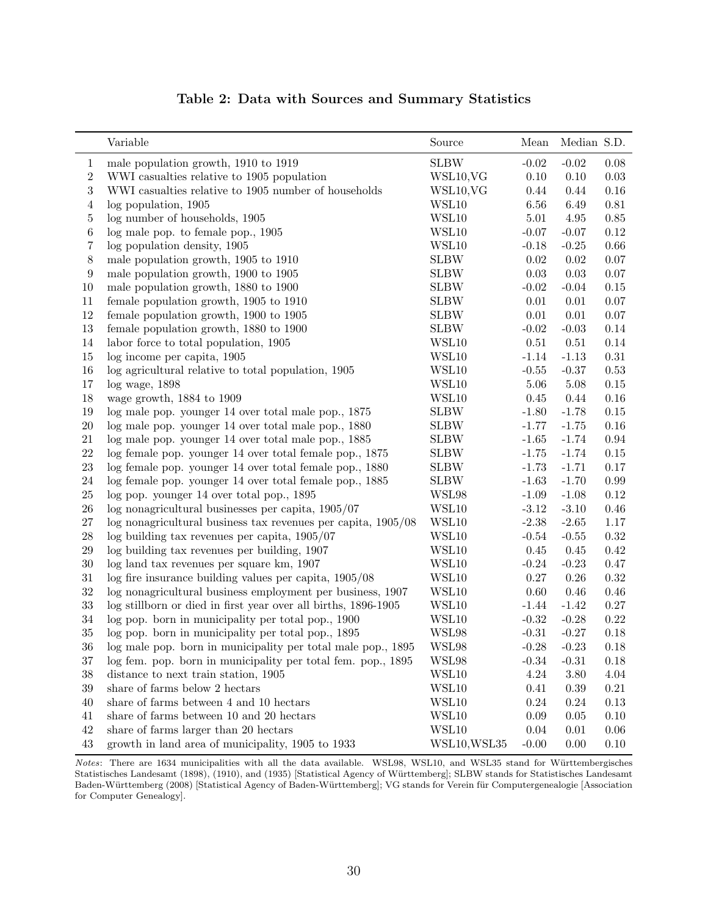**Table 2: Data with Sources and Summary Statistics**

| | Variable | Source | Mean | Median | S.D. |
|---|---|---|---|---|---|
| 1 | male population growth, 1910 to 1919 | SLBW | -0.02 | -0.02 | 0.08 |
| 2 | WWI casualties relative to 1905 population | WSL10,VG | 0.10 | 0.10 | 0.03 |
| 3 | WWI casualties relative to 1905 number of households | WSL10,VG | 0.44 | 0.44 | 0.16 |
| 4 | log population, 1905 | WSL10 | 6.56 | 6.49 | 0.81 |
| 5 | log number of households, 1905 | WSL10 | 5.01 | 4.95 | 0.85 |
| 6 | log male pop. to female pop., 1905 | WSL10 | -0.07 | -0.07 | 0.12 |
| 7 | log population density, 1905 | WSL10 | -0.18 | -0.25 | 0.66 |
| 8 | male population growth, 1905 to 1910 | SLBW | 0.02 | 0.02 | 0.07 |
| 9 | male population growth, 1900 to 1905 | SLBW | 0.03 | 0.03 | 0.07 |
| 10 | male population growth, 1880 to 1900 | SLBW | -0.02 | -0.04 | 0.15 |
| 11 | female population growth, 1905 to 1910 | SLBW | 0.01 | 0.01 | 0.07 |
| 12 | female population growth, 1900 to 1905 | SLBW | 0.01 | 0.01 | 0.07 |
| 13 | female population growth, 1880 to 1900 | SLBW | -0.02 | -0.03 | 0.14 |
| 14 | labor force to total population, 1905 | WSL10 | 0.51 | 0.51 | 0.14 |
| 15 | log income per capita, 1905 | WSL10 | -1.14 | -1.13 | 0.31 |
| 16 | log agricultural relative to total population, 1905 | WSL10 | -0.55 | -0.37 | 0.53 |
| 17 | log wage, 1898 | WSL10 | 5.06 | 5.08 | 0.15 |
| 18 | wage growth, 1884 to 1909 | WSL10 | 0.45 | 0.44 | 0.16 |
| 19 | log male pop. younger 14 over total male pop., 1875 | SLBW | -1.80 | -1.78 | 0.15 |
| 20 | log male pop. younger 14 over total male pop., 1880 | SLBW | -1.77 | -1.75 | 0.16 |
| 21 | log male pop. younger 14 over total male pop., 1885 | SLBW | -1.65 | -1.74 | 0.94 |
| 22 | log female pop. younger 14 over total female pop., 1875 | SLBW | -1.75 | -1.74 | 0.15 |
| 23 | log female pop. younger 14 over total female pop., 1880 | SLBW | -1.73 | -1.71 | 0.17 |
| 24 | log female pop. younger 14 over total female pop., 1885 | SLBW | -1.63 | -1.70 | 0.99 |
| 25 | log pop. younger 14 over total pop., 1895 | WSL98 | -1.09 | -1.08 | 0.12 |
| 26 | log nonagricultural businesses per capita, 1905/07 | WSL10 | -3.12 | -3.10 | 0.46 |
| 27 | log nonagricultural business tax revenues per capita, 1905/08 | WSL10 | -2.38 | -2.65 | 1.17 |
| 28 | log building tax revenues per capita, 1905/07 | WSL10 | -0.54 | -0.55 | 0.32 |
| 29 | log building tax revenues per building, 1907 | WSL10 | 0.45 | 0.45 | 0.42 |
| 30 | log land tax revenues per square km, 1907 | WSL10 | -0.24 | -0.23 | 0.47 |
| 31 | log fire insurance building values per capita, 1905/08 | WSL10 | 0.27 | 0.26 | 0.32 |
| 32 | log nonagricultural business employment per business, 1907 | WSL10 | 0.60 | 0.46 | 0.46 |
| 33 | log stillborn or died in first year over all births, 1896-1905 | WSL10 | -1.44 | -1.42 | 0.27 |
| 34 | log pop. born in municipality per total pop., 1900 | WSL10 | -0.32 | -0.28 | 0.22 |
| 35 | log pop. born in municipality per total pop., 1895 | WSL98 | -0.31 | -0.27 | 0.18 |
| 36 | log male pop. born in municipality per total male pop., 1895 | WSL98 | -0.28 | -0.23 | 0.18 |
| 37 | log fem. pop. born in municipality per total fem. pop., 1895 | WSL98 | -0.34 | -0.31 | 0.18 |
| 38 | distance to next train station, 1905 | WSL10 | 4.24 | 3.80 | 4.04 |
| 39 | share of farms below 2 hectars | WSL10 | 0.41 | 0.39 | 0.21 |
| 40 | share of farms between 4 and 10 hectars | WSL10 | 0.24 | 0.24 | 0.13 |
| 41 | share of farms between 10 and 20 hectars | WSL10 | 0.09 | 0.05 | 0.10 |
| 42 | share of farms larger than 20 hectars | WSL10 | 0.04 | 0.01 | 0.06 |
| 43 | growth in land area of municipality, 1905 to 1933 | WSL10,WSL35 | -0.00 | 0.00 | 0.10 |

*Notes*: There are 1634 municipalities with all the data available. WSL98, WSL10, and WSL35 stand for Württembergisches Statistisches Landesamt (1898), (1910), and (1935) [Statistical Agency of Württemberg]; SLBW stands for Statistisches Landesamt Baden-Württemberg (2008) [Statistical Agency of Baden-Württemberg]; VG stands for Verein für Computergenealogie [Association for Computer Genealogy].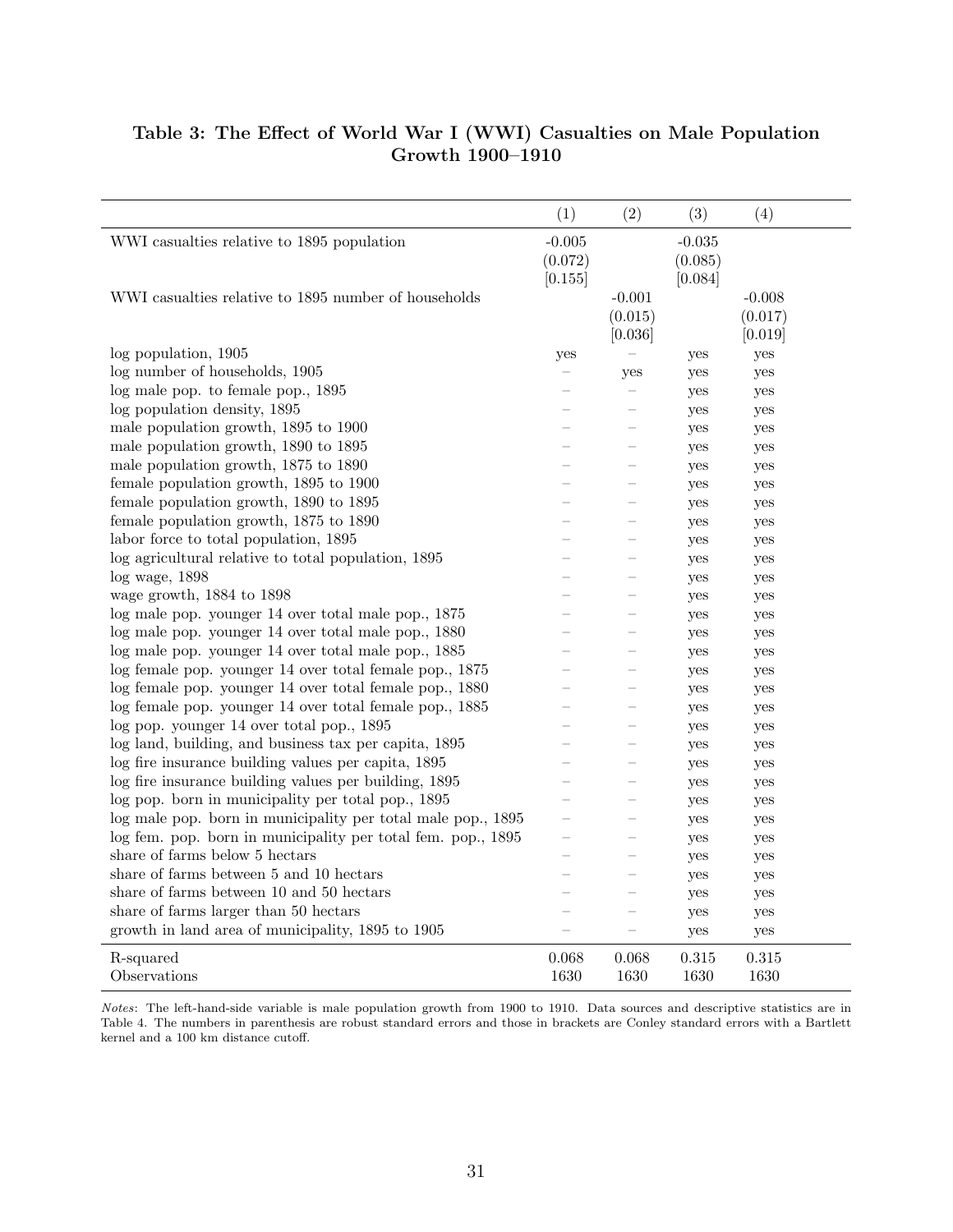**Table 3: The Effect of World War I (WWI) Casualties on Male Population Growth 1900–1910**

| | (1) | (2) | (3) | (4) |
|---|---|---|---|---|
| WWI casualties relative to 1895 population | -0.005 | | -0.035 | |
| | (0.072) | | (0.085) | |
| | [0.155] | | [0.084] | |
| WWI casualties relative to 1895 number of households | | -0.001 | | -0.008 |
| | | (0.015) | | (0.017) |
| | | [0.036] | | [0.019] |
| log population, 1905 | yes | – | yes | yes |
| log number of households, 1905 | – | yes | yes | yes |
| log male pop. to female pop., 1895 | – | – | yes | yes |
| log population density, 1895 | – | – | yes | yes |
| male population growth, 1895 to 1900 | – | – | yes | yes |
| male population growth, 1890 to 1895 | – | – | yes | yes |
| male population growth, 1875 to 1890 | – | – | yes | yes |
| female population growth, 1895 to 1900 | – | – | yes | yes |
| female population growth, 1890 to 1895 | – | – | yes | yes |
| female population growth, 1875 to 1890 | – | – | yes | yes |
| labor force to total population, 1895 | – | – | yes | yes |
| log agricultural relative to total population, 1895 | – | – | yes | yes |
| log wage, 1898 | – | – | yes | yes |
| wage growth, 1884 to 1898 | – | – | yes | yes |
| log male pop. younger 14 over total male pop., 1875 | – | – | yes | yes |
| log male pop. younger 14 over total male pop., 1880 | – | – | yes | yes |
| log male pop. younger 14 over total male pop., 1885 | – | – | yes | yes |
| log female pop. younger 14 over total female pop., 1875 | – | – | yes | yes |
| log female pop. younger 14 over total female pop., 1880 | – | – | yes | yes |
| log female pop. younger 14 over total female pop., 1885 | – | – | yes | yes |
| log pop. younger 14 over total pop., 1895 | – | – | yes | yes |
| log land, building, and business tax per capita, 1895 | – | – | yes | yes |
| log fire insurance building values per capita, 1895 | – | – | yes | yes |
| log fire insurance building values per building, 1895 | – | – | yes | yes |
| log pop. born in municipality per total pop., 1895 | – | – | yes | yes |
| log male pop. born in municipality per total male pop., 1895 | – | – | yes | yes |
| log fem. pop. born in municipality per total fem. pop., 1895 | – | – | yes | yes |
| share of farms below 5 hectars | – | – | yes | yes |
| share of farms between 5 and 10 hectars | – | – | yes | yes |
| share of farms between 10 and 50 hectars | – | – | yes | yes |
| share of farms larger than 50 hectars | – | – | yes | yes |
| growth in land area of municipality, 1895 to 1905 | – | – | yes | yes |
| R-squared | 0.068 | 0.068 | 0.315 | 0.315 |
| Observations | 1630 | 1630 | 1630 | 1630 |

*Notes*: The left-hand-side variable is male population growth from 1900 to 1910. Data sources and descriptive statistics are in Table 4. The numbers in parenthesis are robust standard errors and those in brackets are Conley standard errors with a Bartlett kernel and a 100 km distance cutoff.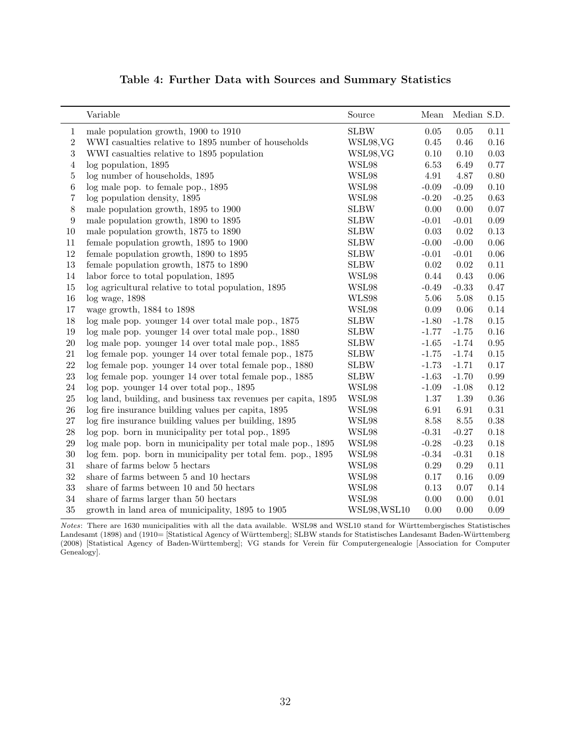# Table 4: Further Data with Sources and Summary Statistics

| | Variable | Source | Mean | Median | S.D. |
|---|---|---|---|---|---|
| 1 | male population growth, 1900 to 1910 | SLBW | 0.05 | 0.05 | 0.11 |
| 2 | WWI casualties relative to 1895 number of households | WSL98,VG | 0.45 | 0.46 | 0.16 |
| 3 | WWI casualties relative to 1895 population | WSL98,VG | 0.10 | 0.10 | 0.03 |
| 4 | log population, 1895 | WSL98 | 6.53 | 6.49 | 0.77 |
| 5 | log number of households, 1895 | WSL98 | 4.91 | 4.87 | 0.80 |
| 6 | log male pop. to female pop., 1895 | WSL98 | -0.09 | -0.09 | 0.10 |
| 7 | log population density, 1895 | WSL98 | -0.20 | -0.25 | 0.63 |
| 8 | male population growth, 1895 to 1900 | SLBW | 0.00 | 0.00 | 0.07 |
| 9 | male population growth, 1890 to 1895 | SLBW | -0.01 | -0.01 | 0.09 |
| 10 | male population growth, 1875 to 1890 | SLBW | 0.03 | 0.02 | 0.13 |
| 11 | female population growth, 1895 to 1900 | SLBW | -0.00 | -0.00 | 0.06 |
| 12 | female population growth, 1890 to 1895 | SLBW | -0.01 | -0.01 | 0.06 |
| 13 | female population growth, 1875 to 1890 | SLBW | 0.02 | 0.02 | 0.11 |
| 14 | labor force to total population, 1895 | WSL98 | 0.44 | 0.43 | 0.06 |
| 15 | log agricultural relative to total population, 1895 | WSL98 | -0.49 | -0.33 | 0.47 |
| 16 | log wage, 1898 | WLS98 | 5.06 | 5.08 | 0.15 |
| 17 | wage growth, 1884 to 1898 | WSL98 | 0.09 | 0.06 | 0.14 |
| 18 | log male pop. younger 14 over total male pop., 1875 | SLBW | -1.80 | -1.78 | 0.15 |
| 19 | log male pop. younger 14 over total male pop., 1880 | SLBW | -1.77 | -1.75 | 0.16 |
| 20 | log male pop. younger 14 over total male pop., 1885 | SLBW | -1.65 | -1.74 | 0.95 |
| 21 | log female pop. younger 14 over total female pop., 1875 | SLBW | -1.75 | -1.74 | 0.15 |
| 22 | log female pop. younger 14 over total female pop., 1880 | SLBW | -1.73 | -1.71 | 0.17 |
| 23 | log female pop. younger 14 over total female pop., 1885 | SLBW | -1.63 | -1.70 | 0.99 |
| 24 | log pop. younger 14 over total pop., 1895 | WSL98 | -1.09 | -1.08 | 0.12 |
| 25 | log land, building, and business tax revenues per capita, 1895 | WSL98 | 1.37 | 1.39 | 0.36 |
| 26 | log fire insurance building values per capita, 1895 | WSL98 | 6.91 | 6.91 | 0.31 |
| 27 | log fire insurance building values per building, 1895 | WSL98 | 8.58 | 8.55 | 0.38 |
| 28 | log pop. born in municipality per total pop., 1895 | WSL98 | -0.31 | -0.27 | 0.18 |
| 29 | log male pop. born in municipality per total male pop., 1895 | WSL98 | -0.28 | -0.23 | 0.18 |
| 30 | log fem. pop. born in municipality per total fem. pop., 1895 | WSL98 | -0.34 | -0.31 | 0.18 |
| 31 | share of farms below 5 hectars | WSL98 | 0.29 | 0.29 | 0.11 |
| 32 | share of farms between 5 and 10 hectars | WSL98 | 0.17 | 0.16 | 0.09 |
| 33 | share of farms between 10 and 50 hectars | WSL98 | 0.13 | 0.07 | 0.14 |
| 34 | share of farms larger than 50 hectars | WSL98 | 0.00 | 0.00 | 0.01 |
| 35 | growth in land area of municipality, 1895 to 1905 | WSL98,WSL10 | 0.00 | 0.00 | 0.09 |

*Notes*: There are 1630 municipalities with all the data available. WSL98 and WSL10 stand for Württembergisches Statistisches Landesamt (1898) and (1910= [Statistical Agency of Württemberg]; SLBW stands for Statistisches Landesamt Baden-Württemberg (2008) [Statistical Agency of Baden-Württemberg]; VG stands for Verein für Computergenealogie [Association for Computer Genealogy].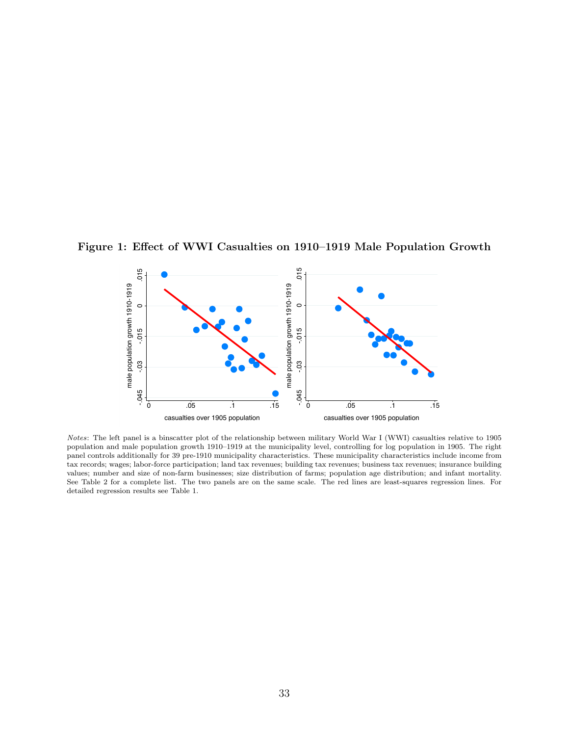**Figure 1: Effect of WWI Casualties on 1910–1919 Male Population Growth**

*Notes*: The left panel is a binscatter plot of the relationship between military World War I (WWI) casualties relative to 1905 population and male population growth 1910–1919 at the municipality level, controlling for log population in 1905. The right panel controls additionally for 39 pre-1910 municipality characteristics. These municipality characteristics include income from tax records; wages; labor-force participation; land tax revenues; building tax revenues; business tax revenues; insurance building values; number and size of non-farm businesses; size distribution of farms; population age distribution; and infant mortality. See Table 2 for a complete list. The two panels are on the same scale. The red lines are least-squares regression lines. For detailed regression results see Table 1.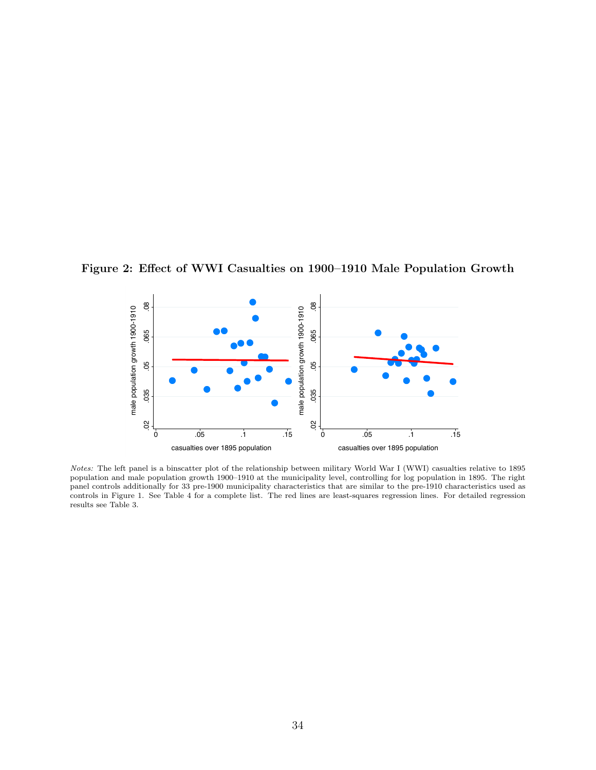**Figure 2: Effect of WWI Casualties on 1900–1910 Male Population Growth**

*Notes:* The left panel is a binscatter plot of the relationship between military World War I (WWI) casualties relative to 1895 population and male population growth 1900–1910 at the municipality level, controlling for log population in 1895. The right panel controls additionally for 33 pre-1900 municipality characteristics that are similar to the pre-1910 characteristics used as controls in Figure 1. See Table 4 for a complete list. The red lines are least-squares regression lines. For detailed regression results see Table 3.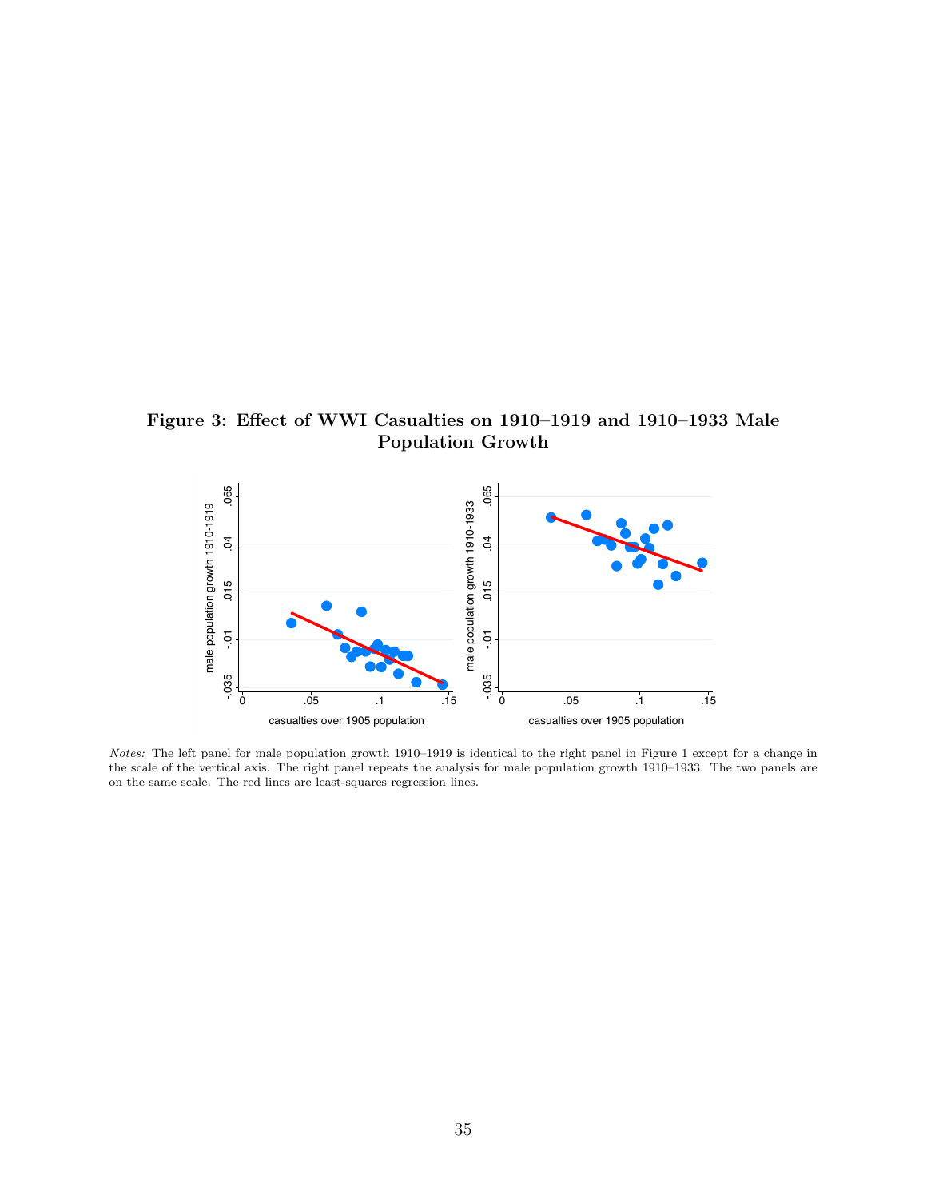**Figure 3: Effect of WWI Casualties on 1910–1919 and 1910–1933 Male Population Growth**

*Notes:* The left panel for male population growth 1910–1919 is identical to the right panel in Figure 1 except for a change in the scale of the vertical axis. The right panel repeats the analysis for male population growth 1910–1933. The two panels are on the same scale. The red lines are least-squares regression lines.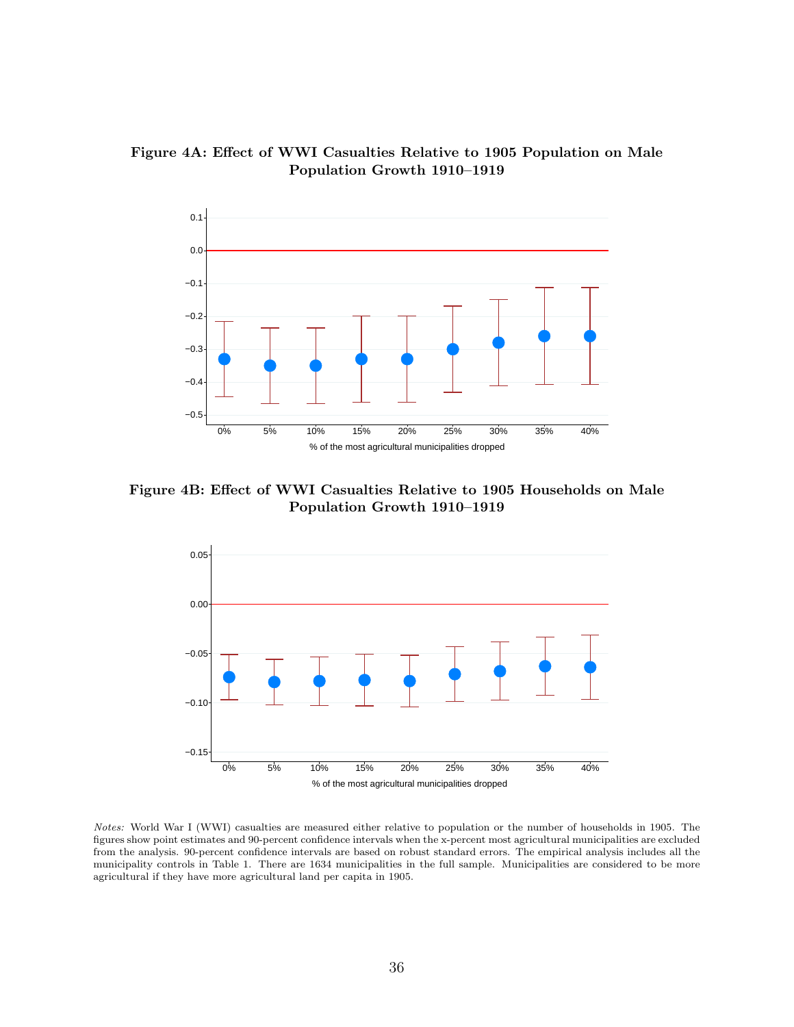**Figure 4A: Effect of WWI Casualties Relative to 1905 Population on Male Population Growth 1910–1919**

**Figure 4B: Effect of WWI Casualties Relative to 1905 Households on Male Population Growth 1910–1919**

*Notes:* World War I (WWI) casualties are measured either relative to population or the number of households in 1905. The figures show point estimates and 90-percent confidence intervals when the x-percent most agricultural municipalities are excluded from the analysis. 90-percent confidence intervals are based on robust standard errors. The empirical analysis includes all the municipality controls in Table 1. There are 1634 municipalities in the full sample. Municipalities are considered to be more agricultural if they have more agricultural land per capita in 1905.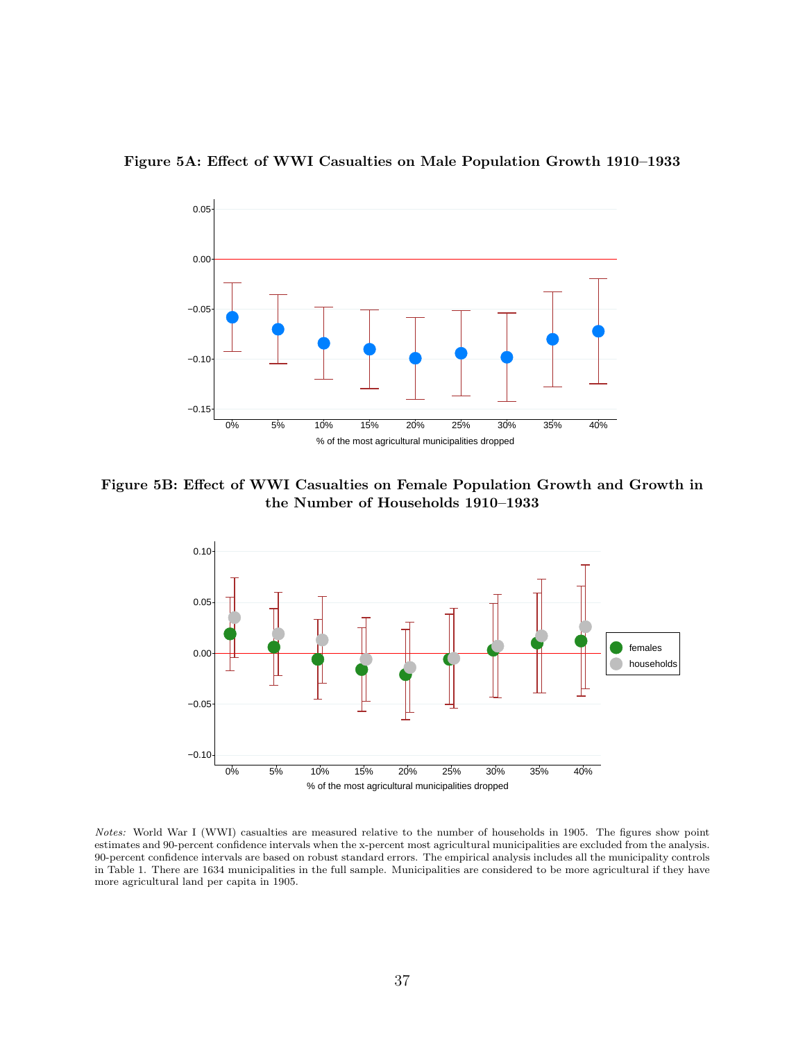**Figure 5A: Effect of WWI Casualties on Male Population Growth 1910–1933**

**Figure 5B: Effect of WWI Casualties on Female Population Growth and Growth in the Number of Households 1910–1933**

*Notes:* World War I (WWI) casualties are measured relative to the number of households in 1905. The figures show point estimates and 90-percent confidence intervals when the x-percent most agricultural municipalities are excluded from the analysis. 90-percent confidence intervals are based on robust standard errors. The empirical analysis includes all the municipality controls in Table 1. There are 1634 municipalities in the full sample. Municipalities are considered to be more agricultural if they have more agricultural land per capita in 1905.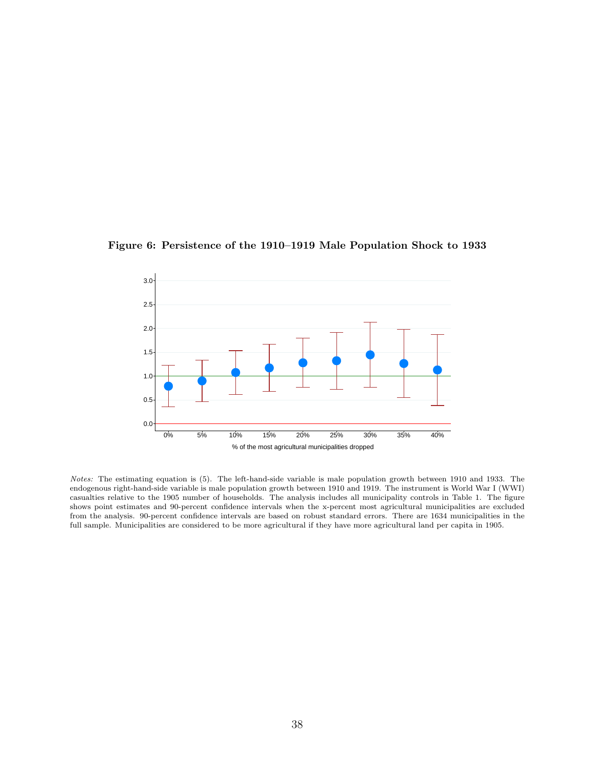**Figure 6: Persistence of the 1910–1919 Male Population Shock to 1933**

*Notes:* The estimating equation is (5). The left-hand-side variable is male population growth between 1910 and 1933. The endogenous right-hand-side variable is male population growth between 1910 and 1919. The instrument is World War I (WWI) casualties relative to the 1905 number of households. The analysis includes all municipality controls in Table 1. The figure shows point estimates and 90-percent confidence intervals when the x-percent most agricultural municipalities are excluded from the analysis. 90-percent confidence intervals are based on robust standard errors. There are 1634 municipalities in the full sample. Municipalities are considered to be more agricultural if they have more agricultural land per capita in 1905.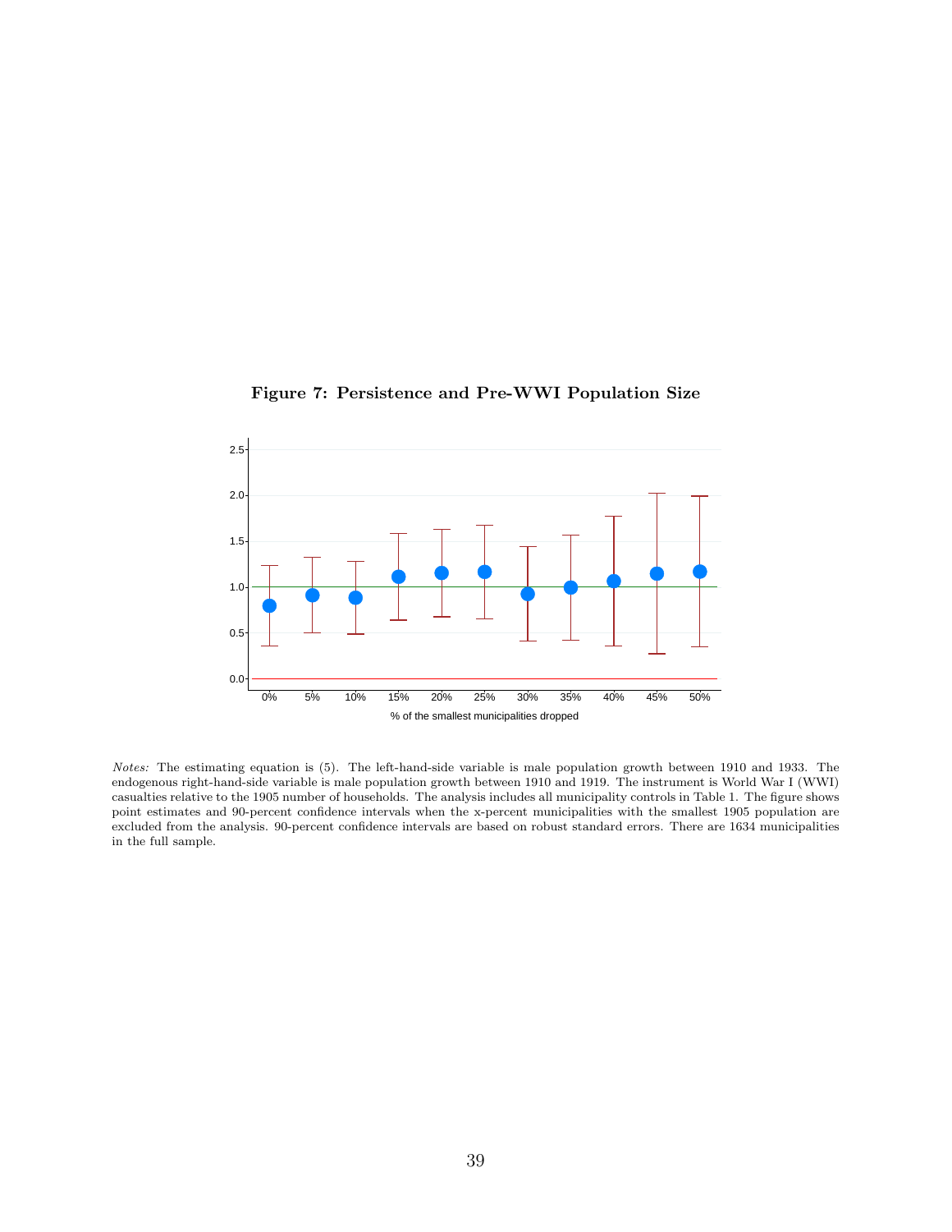**Figure 7: Persistence and Pre-WWI Population Size**

*Notes:* The estimating equation is (5). The left-hand-side variable is male population growth between 1910 and 1933. The endogenous right-hand-side variable is male population growth between 1910 and 1919. The instrument is World War I (WWI) casualties relative to the 1905 number of households. The analysis includes all municipality controls in Table 1. The figure shows point estimates and 90-percent confidence intervals when the x-percent municipalities with the smallest 1905 population are excluded from the analysis. 90-percent confidence intervals are based on robust standard errors. There are 1634 municipalities in the full sample.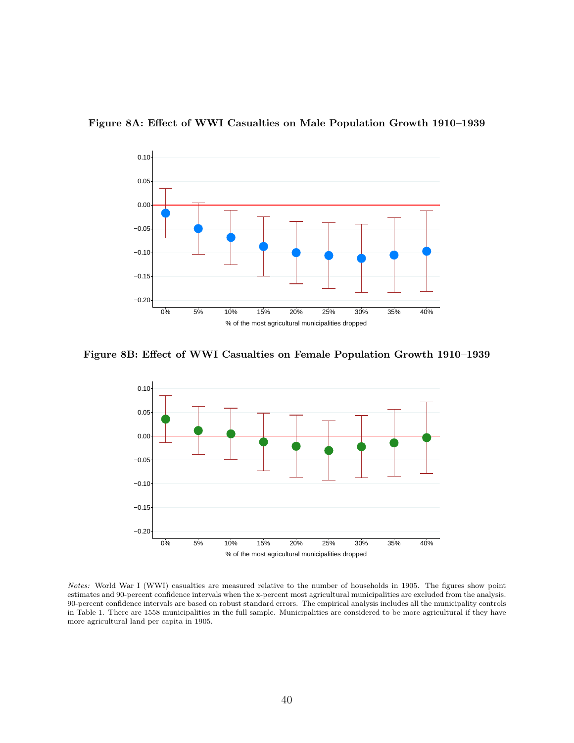**Figure 8A: Effect of WWI Casualties on Male Population Growth 1910–1939**

**Figure 8B: Effect of WWI Casualties on Female Population Growth 1910–1939**

*Notes:* World War I (WWI) casualties are measured relative to the number of households in 1905. The figures show point estimates and 90-percent confidence intervals when the x-percent most agricultural municipalities are excluded from the analysis. 90-percent confidence intervals are based on robust standard errors. The empirical analysis includes all the municipality controls in Table 1. There are 1558 municipalities in the full sample. Municipalities are considered to be more agricultural if they have more agricultural land per capita in 1905.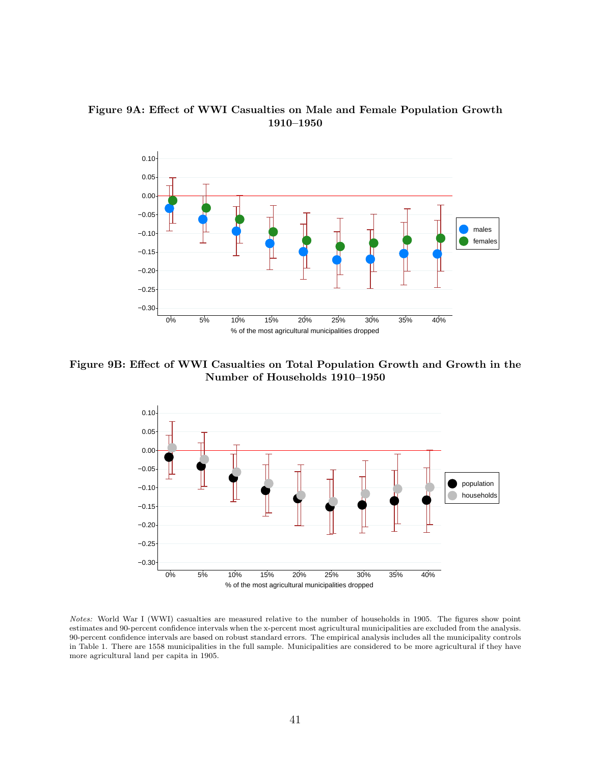**Figure 9A: Effect of WWI Casualties on Male and Female Population Growth 1910–1950**

**Figure 9B: Effect of WWI Casualties on Total Population Growth and Growth in the Number of Households 1910–1950**

*Notes:* World War I (WWI) casualties are measured relative to the number of households in 1905. The figures show point estimates and 90-percent confidence intervals when the x-percent most agricultural municipalities are excluded from the analysis. 90-percent confidence intervals are based on robust standard errors. The empirical analysis includes all the municipality controls in Table 1. There are 1558 municipalities in the full sample. Municipalities are considered to be more agricultural if they have more agricultural land per capita in 1905.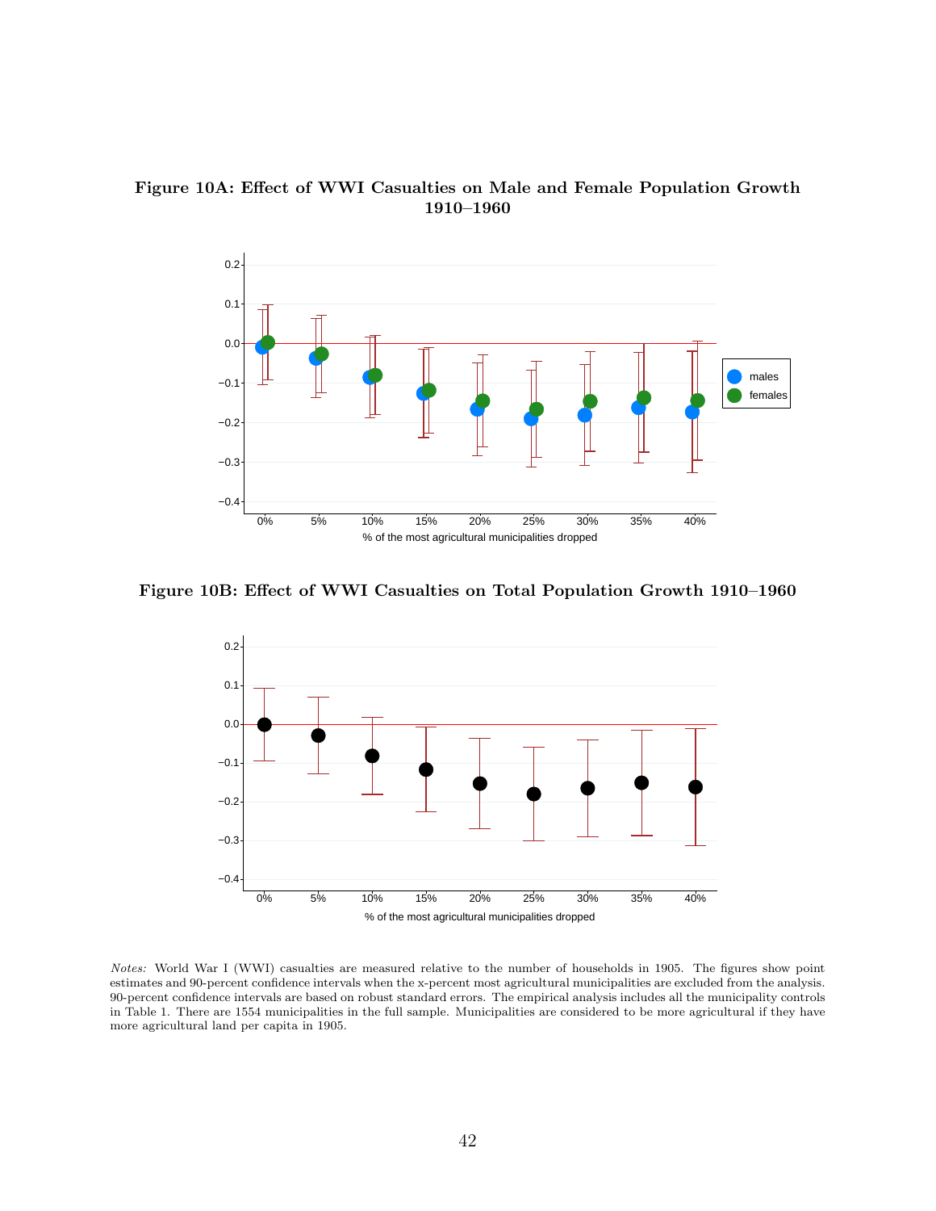**Figure 10A: Effect of WWI Casualties on Male and Female Population Growth 1910–1960**

**Figure 10B: Effect of WWI Casualties on Total Population Growth 1910–1960**

*Notes:* World War I (WWI) casualties are measured relative to the number of households in 1905. The figures show point estimates and 90-percent confidence intervals when the x-percent most agricultural municipalities are excluded from the analysis. 90-percent confidence intervals are based on robust standard errors. The empirical analysis includes all the municipality controls in Table 1. There are 1554 municipalities in the full sample. Municipalities are considered to be more agricultural if they have more agricultural land per capita in 1905.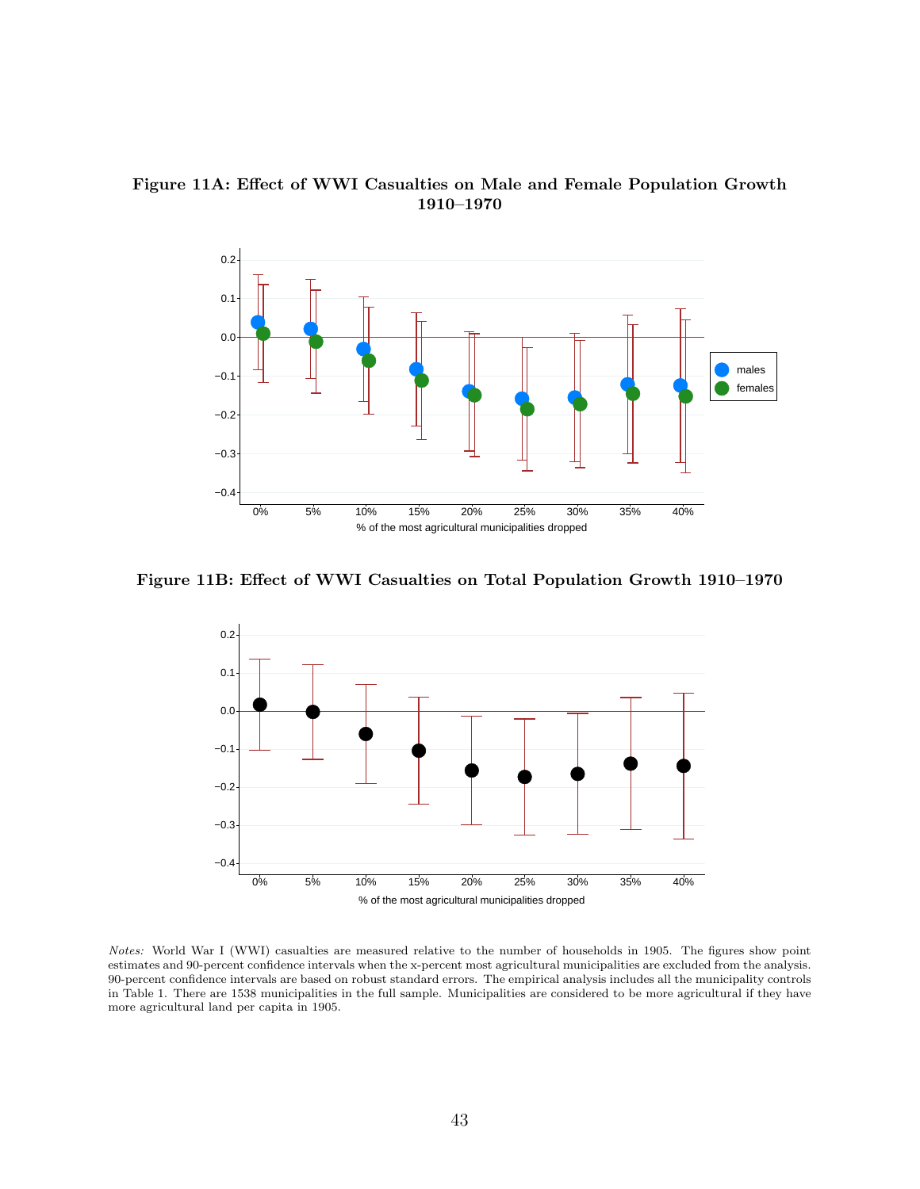**Figure 11A: Effect of WWI Casualties on Male and Female Population Growth 1910–1970**

0.2
0.1
0.0
−0.1
−0.2
−0.3
−0.4

0% 5% 10% 15% 20% 25% 30% 35% 40%

% of the most agricultural municipalities dropped

males
females

**Figure 11B: Effect of WWI Casualties on Total Population Growth 1910–1970**

0.2
0.1
0.0
−0.1
−0.2
−0.3
−0.4

0% 5% 10% 15% 20% 25% 30% 35% 40%

% of the most agricultural municipalities dropped

*Notes:* World War I (WWI) casualties are measured relative to the number of households in 1905. The figures show point estimates and 90-percent confidence intervals when the x-percent most agricultural municipalities are excluded from the analysis. 90-percent confidence intervals are based on robust standard errors. The empirical analysis includes all the municipality controls in Table 1. There are 1538 municipalities in the full sample. Municipalities are considered to be more agricultural if they have more agricultural land per capita in 1905.